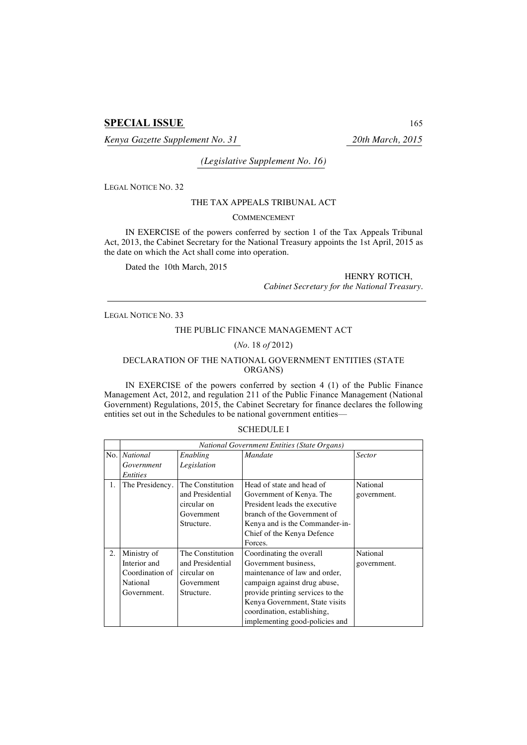**SPECIAL ISSUE**

*Kenya Gazette Supplement No. 31* *20th March, 2015*

*(Legislative Supplement No. 16)*

LEGAL NOTICE NO. 32

THE TAX APPEALS TRIBUNAL ACT

COMMENCEMENT

IN EXERCISE of the powers conferred by section 1 of the Tax Appeals Tribunal Act, 2013, the Cabinet Secretary for the National Treasury appoints the 1st April, 2015 as the date on which the Act shall come into operation.

Dated the 10th March, 2015

HENRY ROTICH,
*Cabinet Secretary for the National Treasury.*

---

LEGAL NOTICE NO. 33

THE PUBLIC FINANCE MANAGEMENT ACT

(*No.* 18 *of* 2012)

DECLARATION OF THE NATIONAL GOVERNMENT ENTITIES (STATE ORGANS)

IN EXERCISE of the powers conferred by section 4 (1) of the Public Finance Management Act, 2012, and regulation 211 of the Public Finance Management (National Government) Regulations, 2015, the Cabinet Secretary for finance declares the following entities set out in the Schedules to be national government entities—

SCHEDULE I

| | *National Government Entities (State Organs)* | | | |
|---|---|---|---|---|
| No. | *National Government Entities* | *Enabling Legislation* | *Mandate* | *Sector* |
| 1. | The Presidency. | The Constitution and Presidential circular on Government Structure. | Head of state and head of Government of Kenya. The President leads the executive branch of the Government of Kenya and is the Commander-in-Chief of the Kenya Defence Forces. | National government. |
| 2. | Ministry of Interior and Coordination of National Government. | The Constitution and Presidential circular on Government Structure. | Coordinating the overall Government business, maintenance of law and order, campaign against drug abuse, provide printing services to the Kenya Government, State visits coordination, establishing, implementing good-policies and | National government. |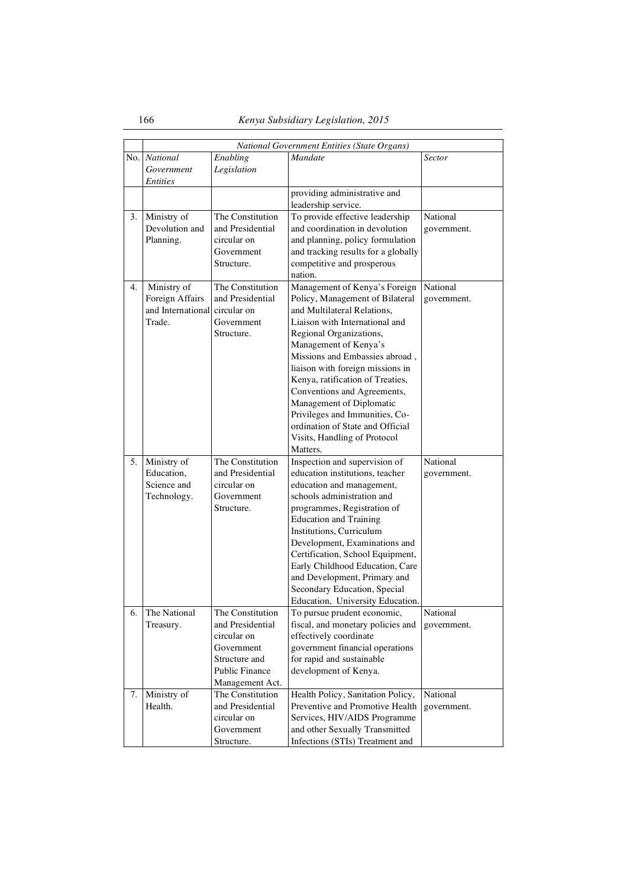| No. | *National Government Entities (State Organs)* | | | |
|---|---|---|---|---|
| | *National Government Entities* | *Enabling Legislation* | *Mandate* | *Sector* |
| | | | providing administrative and leadership service. | |
| 3. | Ministry of Devolution and Planning. | The Constitution and Presidential circular on Government Structure. | To provide effective leadership and coordination in devolution and planning, policy formulation and tracking results for a globally competitive and prosperous nation. | National government. |
| 4. | Ministry of Foreign Affairs and International Trade. | The Constitution and Presidential circular on Government Structure. | Management of Kenya's Foreign Policy, Management of Bilateral and Multilateral Relations, Liaison with International and Regional Organizations, Management of Kenya's Missions and Embassies abroad , liaison with foreign missions in Kenya, ratification of Treaties, Conventions and Agreements, Management of Diplomatic Privileges and Immunities, Co-ordination of State and Official Visits, Handling of Protocol Matters. | National government. |
| 5. | Ministry of Education, Science and Technology. | The Constitution and Presidential circular on Government Structure. | Inspection and supervision of education institutions, teacher education and management, schools administration and programmes, Registration of Education and Training Institutions, Curriculum Development, Examinations and Certification, School Equipment, Early Childhood Education, Care and Development, Primary and Secondary Education, Special Education, University Education. | National government. |
| 6. | The National Treasury. | The Constitution and Presidential circular on Government Structure and Public Finance Management Act. | To pursue prudent economic, fiscal, and monetary policies and effectively coordinate government financial operations for rapid and sustainable development of Kenya. | National government. |
| 7. | Ministry of Health. | The Constitution and Presidential circular on Government Structure. | Health Policy, Sanitation Policy, Preventive and Promotive Health Services, HIV/AIDS Programme and other Sexually Transmitted Infections (STIs) Treatment and | National government. |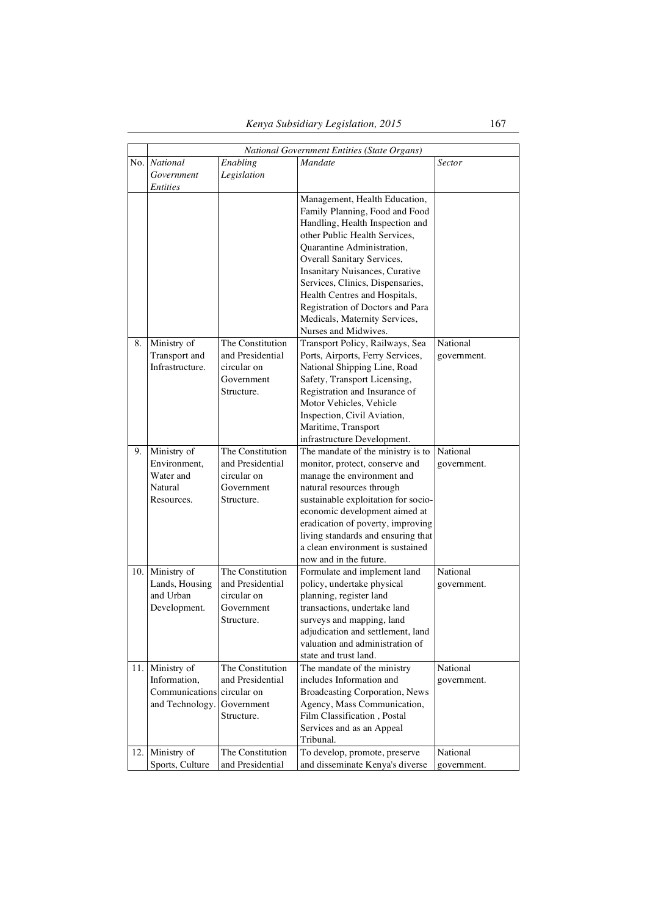| | *National Government Entities (State Organs)* | | | |
|---|---|---|---|---|
| No. | *National Government Entities* | *Enabling Legislation* | *Mandate* | *Sector* |
| | | | Management, Health Education, Family Planning, Food and Food Handling, Health Inspection and other Public Health Services, Quarantine Administration, Overall Sanitary Services, Insanitary Nuisances, Curative Services, Clinics, Dispensaries, Health Centres and Hospitals, Registration of Doctors and Para Medicals, Maternity Services, Nurses and Midwives. | |
| 8. | Ministry of Transport and Infrastructure. | The Constitution and Presidential circular on Government Structure. | Transport Policy, Railways, Sea Ports, Airports, Ferry Services, National Shipping Line, Road Safety, Transport Licensing, Registration and Insurance of Motor Vehicles, Vehicle Inspection, Civil Aviation, Maritime, Transport infrastructure Development. | National government. |
| 9. | Ministry of Environment, Water and Natural Resources. | The Constitution and Presidential circular on Government Structure. | The mandate of the ministry is to monitor, protect, conserve and manage the environment and natural resources through sustainable exploitation for socio-economic development aimed at eradication of poverty, improving living standards and ensuring that a clean environment is sustained now and in the future. | National government. |
| 10. | Ministry of Lands, Housing and Urban Development. | The Constitution and Presidential circular on Government Structure. | Formulate and implement land policy, undertake physical planning, register land transactions, undertake land surveys and mapping, land adjudication and settlement, land valuation and administration of state and trust land. | National government. |
| 11. | Ministry of Information, Communications and Technology. | The Constitution and Presidential circular on Government Structure. | The mandate of the ministry includes Information and Broadcasting Corporation, News Agency, Mass Communication, Film Classification , Postal Services and as an Appeal Tribunal. | National government. |
| 12. | Ministry of Sports, Culture | The Constitution and Presidential | To develop, promote, preserve and disseminate Kenya's diverse | National government. |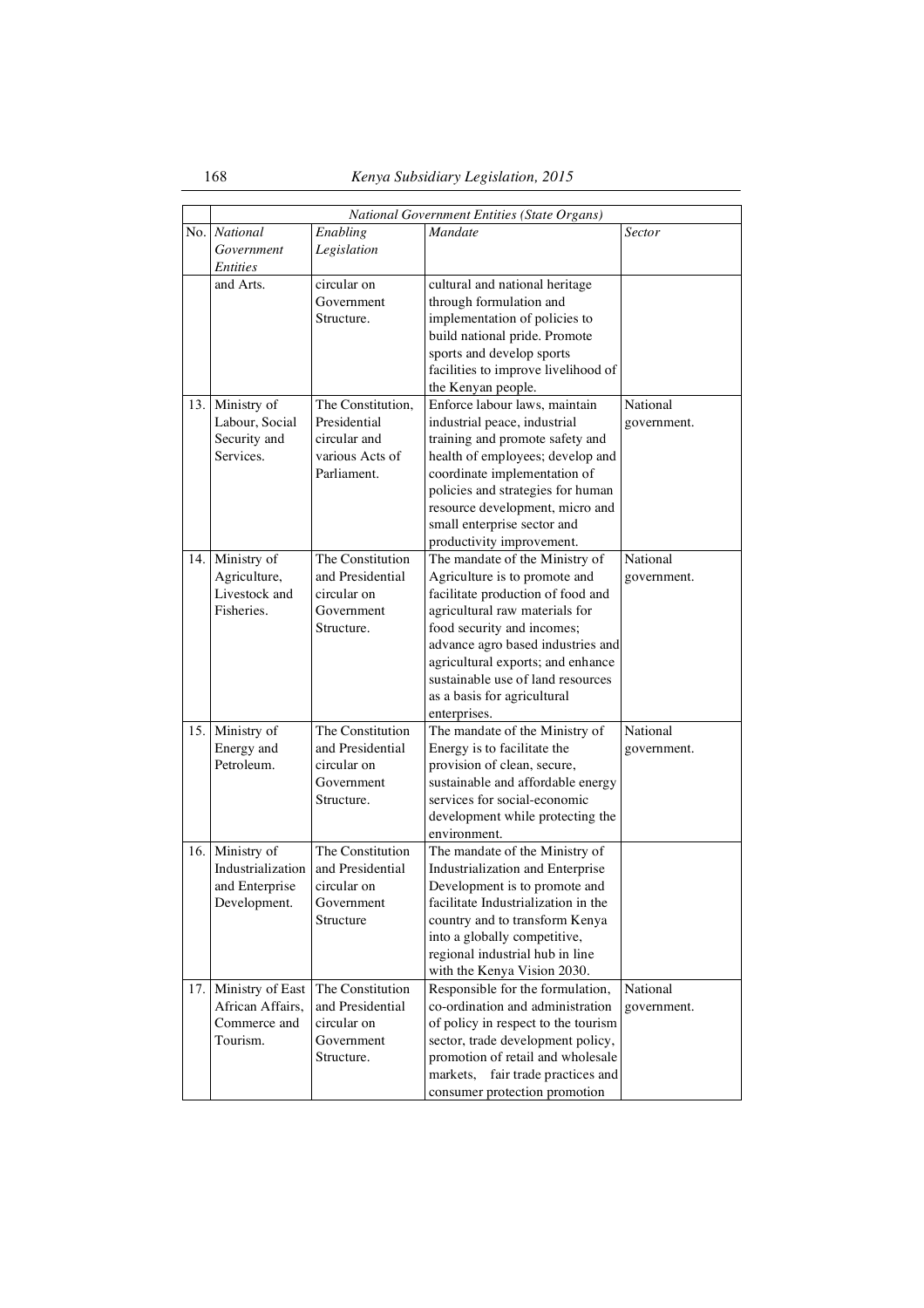| | *National Government Entities (State Organs)* | | | |
|---|---|---|---|---|
| No. | *National Government Entities* | *Enabling Legislation* | *Mandate* | *Sector* |
| | and Arts. | circular on Government Structure. | cultural and national heritage through formulation and implementation of policies to build national pride. Promote sports and develop sports facilities to improve livelihood of the Kenyan people. | |
| 13. | Ministry of Labour, Social Security and Services. | The Constitution, Presidential circular and various Acts of Parliament. | Enforce labour laws, maintain industrial peace, industrial training and promote safety and health of employees; develop and coordinate implementation of policies and strategies for human resource development, micro and small enterprise sector and productivity improvement. | National government. |
| 14. | Ministry of Agriculture, Livestock and Fisheries. | The Constitution and Presidential circular on Government Structure. | The mandate of the Ministry of Agriculture is to promote and facilitate production of food and agricultural raw materials for food security and incomes; advance agro based industries and agricultural exports; and enhance sustainable use of land resources as a basis for agricultural enterprises. | National government. |
| 15. | Ministry of Energy and Petroleum. | The Constitution and Presidential circular on Government Structure. | The mandate of the Ministry of Energy is to facilitate the provision of clean, secure, sustainable and affordable energy services for social-economic development while protecting the environment. | National government. |
| 16. | Ministry of Industrialization and Enterprise Development. | The Constitution and Presidential circular on Government Structure | The mandate of the Ministry of Industrialization and Enterprise Development is to promote and facilitate Industrialization in the country and to transform Kenya into a globally competitive, regional industrial hub in line with the Kenya Vision 2030. | |
| 17. | Ministry of East African Affairs, Commerce and Tourism. | The Constitution and Presidential circular on Government Structure. | Responsible for the formulation, co-ordination and administration of policy in respect to the tourism sector, trade development policy, promotion of retail and wholesale markets, fair trade practices and consumer protection promotion | National government. |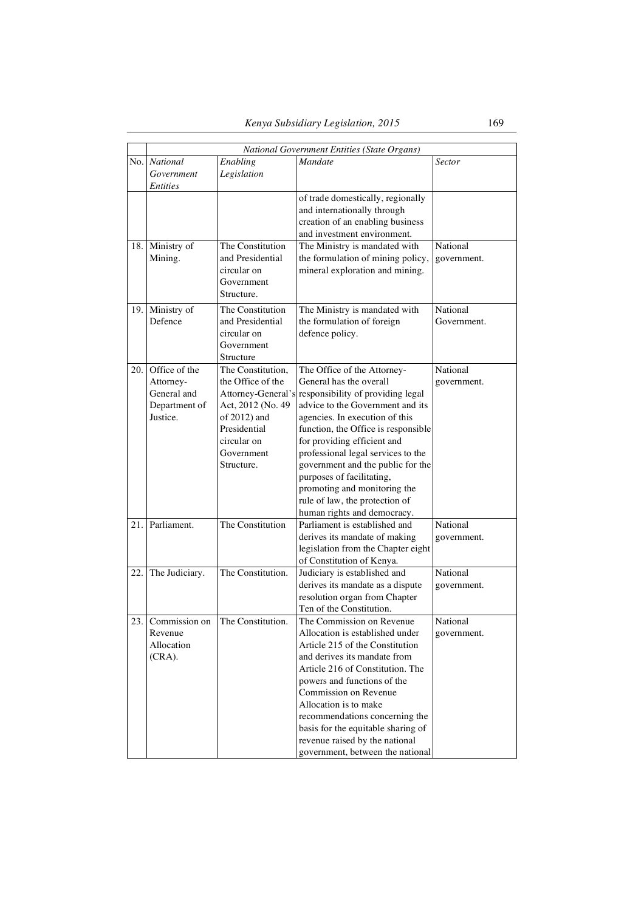| | *National Government Entities (State Organs)* | | | |
|---|---|---|---|---|
| No. | *National Government Entities* | *Enabling Legislation* | *Mandate* | *Sector* |
| | | | of trade domestically, regionally and internationally through creation of an enabling business and investment environment. | |
| 18. | Ministry of Mining. | The Constitution and Presidential circular on Government Structure. | The Ministry is mandated with the formulation of mining policy, mineral exploration and mining. | National government. |
| 19. | Ministry of Defence | The Constitution and Presidential circular on Government Structure | The Ministry is mandated with the formulation of foreign defence policy. | National Government. |
| 20. | Office of the Attorney-General and Department of Justice. | The Constitution, the Office of the Attorney-General's Act, 2012 (No. 49 of 2012) and Presidential circular on Government Structure. | The Office of the Attorney-General has the overall responsibility of providing legal advice to the Government and its agencies. In execution of this function, the Office is responsible for providing efficient and professional legal services to the government and the public for the purposes of facilitating, promoting and monitoring the rule of law, the protection of human rights and democracy. | National government. |
| 21. | Parliament. | The Constitution | Parliament is established and derives its mandate of making legislation from the Chapter eight of Constitution of Kenya. | National government. |
| 22. | The Judiciary. | The Constitution. | Judiciary is established and derives its mandate as a dispute resolution organ from Chapter Ten of the Constitution. | National government. |
| 23. | Commission on Revenue Allocation (CRA). | The Constitution. | The Commission on Revenue Allocation is established under Article 215 of the Constitution and derives its mandate from Article 216 of Constitution. The powers and functions of the Commission on Revenue Allocation is to make recommendations concerning the basis for the equitable sharing of revenue raised by the national government, between the national | National government. |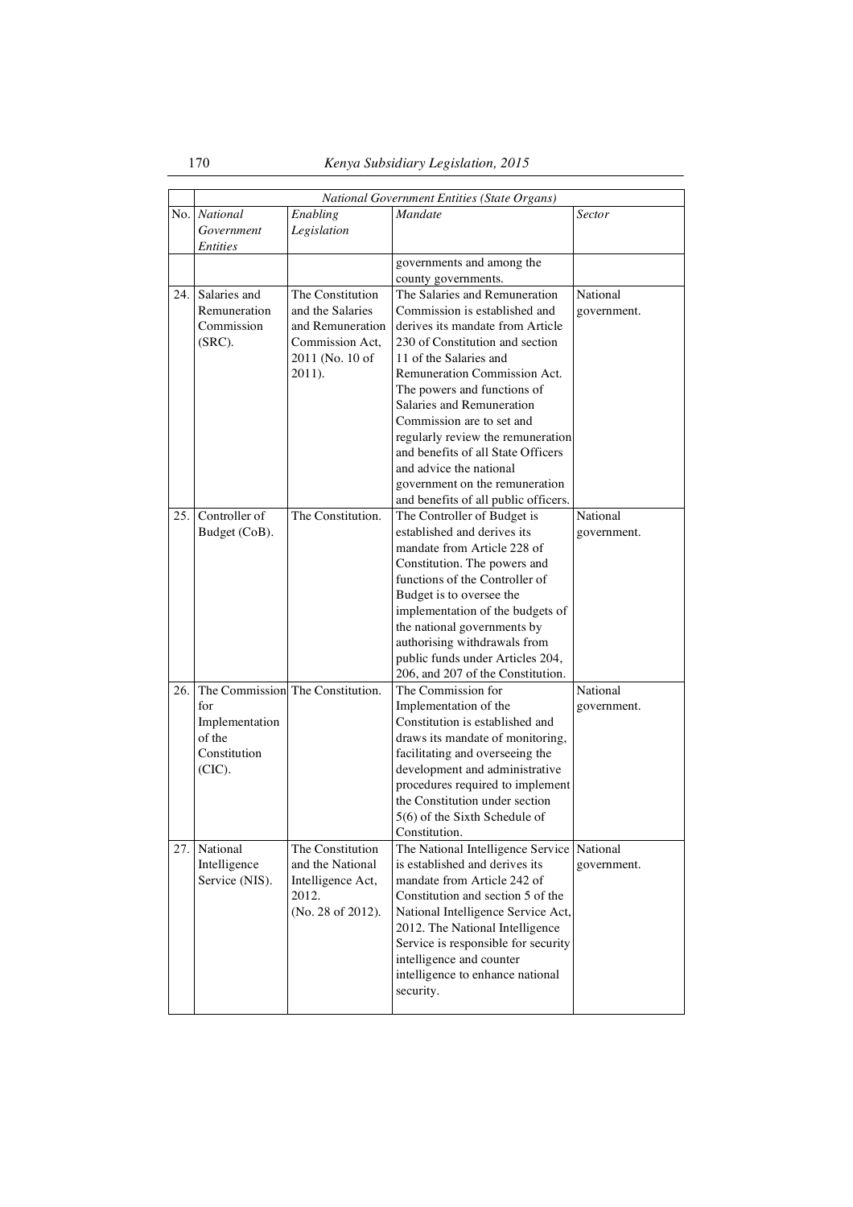| No. | *National Government Entities* | *Enabling Legislation* | *Mandate* | *Sector* |
|---|---|---|---|---|
| | *National Government Entities (State Organs)* | | | |
| | | | governments and among the county governments. | |
| 24. | Salaries and Remuneration Commission (SRC). | The Constitution and the Salaries and Remuneration Commission Act, 2011 (No. 10 of 2011). | The Salaries and Remuneration Commission is established and derives its mandate from Article 230 of Constitution and section 11 of the Salaries and Remuneration Commission Act. The powers and functions of Salaries and Remuneration Commission are to set and regularly review the remuneration and benefits of all State Officers and advice the national government on the remuneration and benefits of all public officers. | National government. |
| 25. | Controller of Budget (CoB). | The Constitution. | The Controller of Budget is established and derives its mandate from Article 228 of Constitution. The powers and functions of the Controller of Budget is to oversee the implementation of the budgets of the national governments by authorising withdrawals from public funds under Articles 204, 206, and 207 of the Constitution. | National government. |
| 26. | The Commission for Implementation of the Constitution (CIC). | The Constitution. | The Commission for Implementation of the Constitution is established and draws its mandate of monitoring, facilitating and overseeing the development and administrative procedures required to implement the Constitution under section 5(6) of the Sixth Schedule of Constitution. | National government. |
| 27. | National Intelligence Service (NIS). | The Constitution and the National Intelligence Service Act, 2012. (No. 28 of 2012). | The National Intelligence Service is established and derives its mandate from Article 242 of Constitution and section 5 of the National Intelligence Service Act, 2012. The National Intelligence Service is responsible for security intelligence and counter intelligence to enhance national security. | National government. |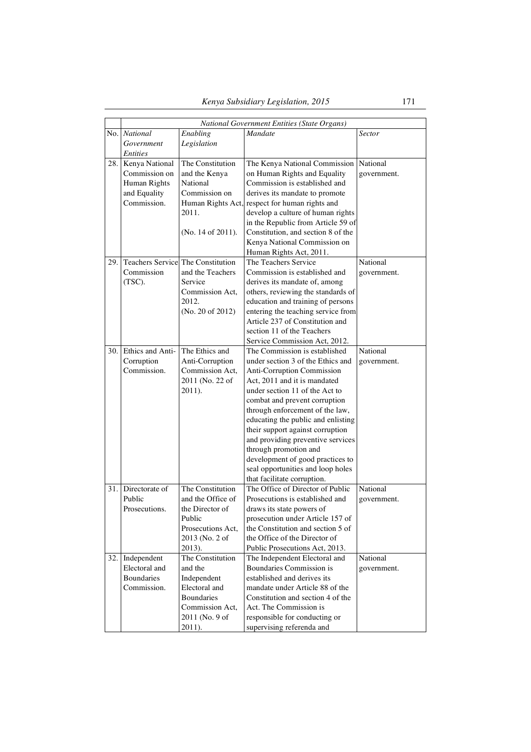| | *National Government Entities (State Organs)* | | | |
|---|---|---|---|---|
| No. | *National Government Entities* | *Enabling Legislation* | *Mandate* | *Sector* |
| 28. | Kenya National Commission on Human Rights and Equality Commission. | The Constitution and the Kenya National Commission on Human Rights Act, 2011. (No. 14 of 2011). | The Kenya National Commission on Human Rights and Equality Commission is established and derives its mandate to promote respect for human rights and develop a culture of human rights in the Republic from Article 59 of Constitution, and section 8 of the Kenya National Commission on Human Rights Act, 2011. | National government. |
| 29. | Teachers Service Commission (TSC). | The Constitution and the Teachers Service Commission Act, 2012. (No. 20 of 2012) | The Teachers Service Commission is established and derives its mandate of, among others, reviewing the standards of education and training of persons entering the teaching service from Article 237 of Constitution and section 11 of the Teachers Service Commission Act, 2012. | National government. |
| 30. | Ethics and Anti-Corruption Commission. | The Ethics and Anti-Corruption Commission Act, 2011 (No. 22 of 2011). | The Commission is established under section 3 of the Ethics and Anti-Corruption Commission Act, 2011 and it is mandated under section 11 of the Act to combat and prevent corruption through enforcement of the law, educating the public and enlisting their support against corruption and providing preventive services through promotion and development of good practices to seal opportunities and loop holes that facilitate corruption. | National government. |
| 31. | Directorate of Public Prosecutions. | The Constitution and the Office of the Director of Public Prosecutions Act, 2013 (No. 2 of 2013). | The Office of Director of Public Prosecutions is established and draws its state powers of prosecution under Article 157 of the Constitution and section 5 of the Office of the Director of Public Prosecutions Act, 2013. | National government. |
| 32. | Independent Electoral and Boundaries Commission. | The Constitution and the Independent Electoral and Boundaries Commission Act, 2011 (No. 9 of 2011). | The Independent Electoral and Boundaries Commission is established and derives its mandate under Article 88 of the Constitution and section 4 of the Act. The Commission is responsible for conducting or supervising referenda and | National government. |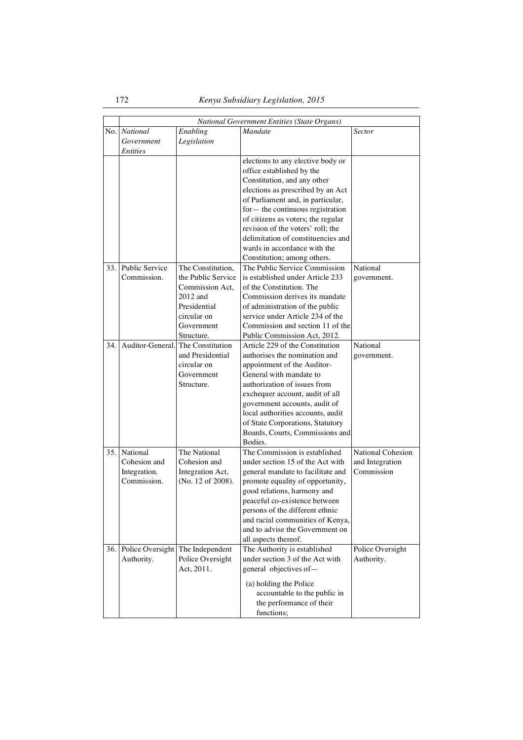| | National Government Entities (State Organs) | | | |
|---|---|---|---|---|
| No. | *National Government Entities* | *Enabling Legislation* | *Mandate* | *Sector* |
| | | | elections to any elective body or office established by the Constitution, and any other elections as prescribed by an Act of Parliament and, in particular, for— the continuous registration of citizens as voters; the regular revision of the voters' roll; the delimitation of constituencies and wards in accordance with the Constitution; among others. | |
| 33. | Public Service Commission. | The Constitution, the Public Service Commission Act, 2012 and Presidential circular on Government Structure. | The Public Service Commission is established under Article 233 of the Constitution. The Commission derives its mandate of administration of the public service under Article 234 of the Commission and section 11 of the Public Commission Act, 2012. | National government. |
| 34. | Auditor-General. | The Constitution and Presidential circular on Government Structure. | Article 229 of the Constitution authorises the nomination and appointment of the Auditor-General with mandate to authorization of issues from exchequer account, audit of all government accounts, audit of local authorities accounts, audit of State Corporations, Statutory Boards, Courts, Commissions and Bodies. | National government. |
| 35. | National Cohesion and Integration. Commission. | The National Cohesion and Integration Act, (No. 12 of 2008). | The Commission is established under section 15 of the Act with general mandate to facilitate and promote equality of opportunity, good relations, harmony and peaceful co-existence between persons of the different ethnic and racial communities of Kenya, and to advise the Government on all aspects thereof. | National Cohesion and Integration Commission |
| 36. | Police Oversight Authority. | The Independent Police Oversight Act, 2011. | The Authority is established under section 3 of the Act with general objectives of—<br>(a) holding the Police accountable to the public in the performance of their functions; | Police Oversight Authority. |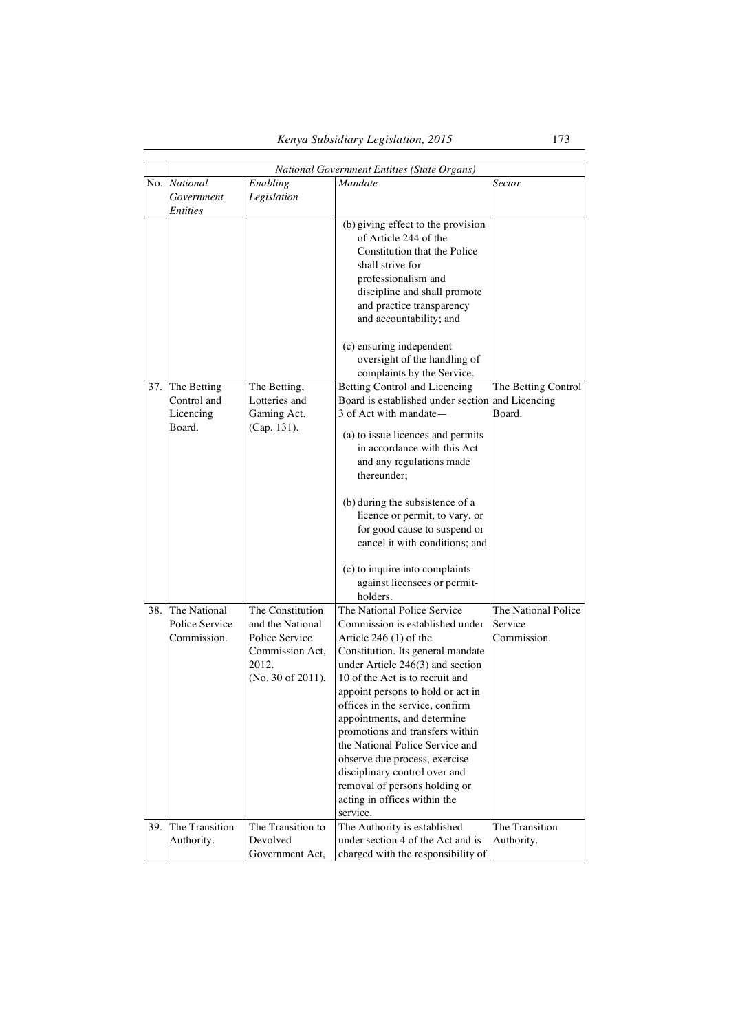| | *National Government Entities (State Organs)* | | | |
|---|---|---|---|---|
| No. | *National Government Entities* | *Enabling Legislation* | *Mandate* | *Sector* |
| | | | (b) giving effect to the provision of Article 244 of the Constitution that the Police shall strive for professionalism and discipline and shall promote and practice transparency and accountability; and<br><br>(c) ensuring independent oversight of the handling of complaints by the Service. | |
| 37. | The Betting Control and Licencing Board. | The Betting, Lotteries and Gaming Act. (Cap. 131). | Betting Control and Licencing Board is established under section 3 of Act with mandate—<br><br>(a) to issue licences and permits in accordance with this Act and any regulations made thereunder;<br><br>(b) during the subsistence of a licence or permit, to vary, or for good cause to suspend or cancel it with conditions; and<br><br>(c) to inquire into complaints against licensees or permit-holders. | The Betting Control and Licencing Board. |
| 38. | The National Police Service Commission. | The Constitution and the National Police Service Commission Act, 2012. (No. 30 of 2011). | The National Police Service Commission is established under Article 246 (1) of the Constitution. Its general mandate under Article 246(3) and section 10 of the Act is to recruit and appoint persons to hold or act in offices in the service, confirm appointments, and determine promotions and transfers within the National Police Service and observe due process, exercise disciplinary control over and removal of persons holding or acting in offices within the service. | The National Police Service Commission. |
| 39. | The Transition Authority. | The Transition to Devolved Government Act, | The Authority is established under section 4 of the Act and is charged with the responsibility of | The Transition Authority. |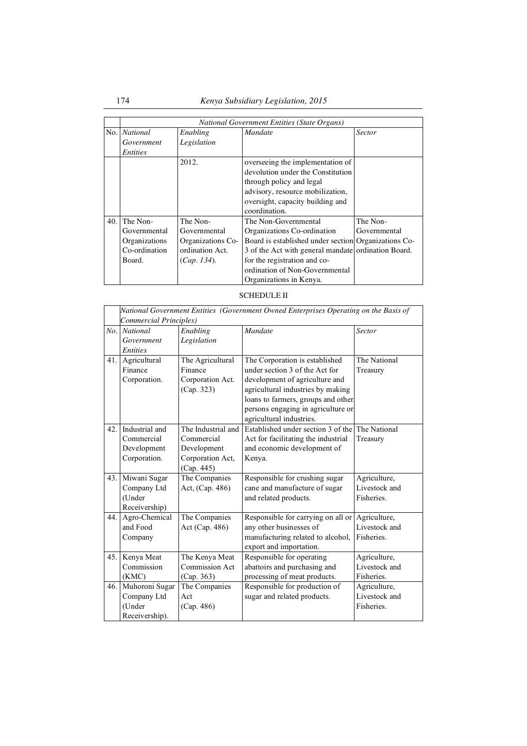| | *National Government Entities (State Organs)* | | | |
|---|---|---|---|---|
| No. | *National Government Entities* | *Enabling Legislation* | *Mandate* | *Sector* |
| | | 2012. | overseeing the implementation of devolution under the Constitution through policy and legal advisory, resource mobilization, oversight, capacity building and coordination. | |
| 40. | The Non-Governmental Organizations Co-ordination Board. | The Non-Governmental Organizations Co-ordination Act. (*Cap. 134*). | The Non-Governmental Organizations Co-ordination Board is established under section 3 of the Act with general mandate for the registration and co-ordination of Non-Governmental Organizations in Kenya. | The Non-Governmental Organizations Co-ordination Board. |

SCHEDULE II

| | *National Government Entities (Government Owned Enterprises Operating on the Basis of Commercial Principles)* | | | |
|---|---|---|---|---|
| *No.* | *National Government Entities* | *Enabling Legislation* | *Mandate* | *Sector* |
| 41. | Agricultural Finance Corporation. | The Agricultural Finance Corporation Act. (Cap. 323) | The Corporation is established under section 3 of the Act for development of agriculture and agricultural industries by making loans to farmers, groups and other persons engaging in agriculture or agricultural industries. | The National Treasury |
| 42. | Industrial and Commercial Development Corporation. | The Industrial and Commercial Development Corporation Act, (Cap. 445) | Established under section 3 of the Act for facilitating the industrial and economic development of Kenya. | The National Treasury |
| 43. | Miwani Sugar Company Ltd (Under Receivership) | The Companies Act, (Cap. 486) | Responsible for crushing sugar cane and manufacture of sugar and related products. | Agriculture, Livestock and Fisheries. |
| 44. | Agro-Chemical and Food Company | The Companies Act (Cap. 486) | Responsible for carrying on all or any other businesses of manufacturing related to alcohol, export and importation. | Agriculture, Livestock and Fisheries. |
| 45. | Kenya Meat Commission (KMC) | The Kenya Meat Commission Act (Cap. 363) | Responsible for operating abattoirs and purchasing and processing of meat products. | Agriculture, Livestock and Fisheries. |
| 46. | Muhoroni Sugar Company Ltd (Under Receivership). | The Companies Act (Cap. 486) | Responsible for production of sugar and related products. | Agriculture, Livestock and Fisheries. |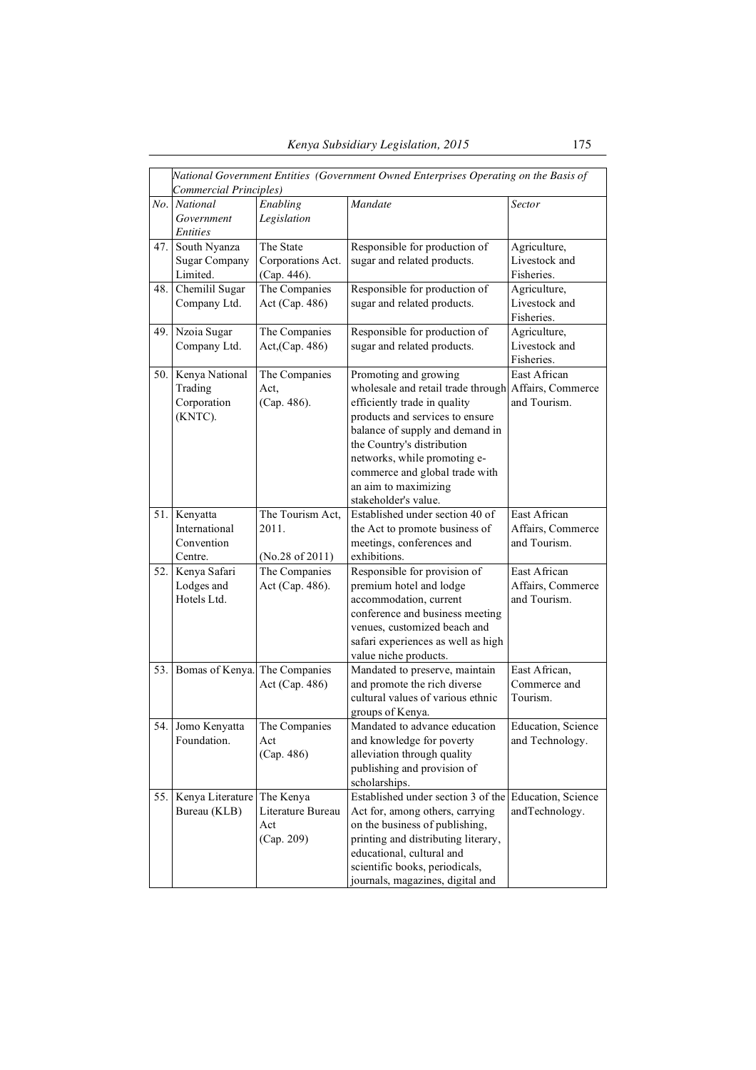| | *National Government Entities (Government Owned Enterprises Operating on the Basis of Commercial Principles)* | | | |
|---|---|---|---|---|
| *No.* | *National Government Entities* | *Enabling Legislation* | *Mandate* | *Sector* |
| 47. | South Nyanza Sugar Company Limited. | The State Corporations Act. (Cap. 446). | Responsible for production of sugar and related products. | Agriculture, Livestock and Fisheries. |
| 48. | Chemilil Sugar Company Ltd. | The Companies Act (Cap. 486) | Responsible for production of sugar and related products. | Agriculture, Livestock and Fisheries. |
| 49. | Nzoia Sugar Company Ltd. | The Companies Act,(Cap. 486) | Responsible for production of sugar and related products. | Agriculture, Livestock and Fisheries. |
| 50. | Kenya National Trading Corporation (KNTC). | The Companies Act, (Cap. 486). | Promoting and growing wholesale and retail trade through efficiently trade in quality products and services to ensure balance of supply and demand in the Country's distribution networks, while promoting e-commerce and global trade with an aim to maximizing stakeholder's value. | East African Affairs, Commerce and Tourism. |
| 51. | Kenyatta International Convention Centre. | The Tourism Act, 2011. (No.28 of 2011) | Established under section 40 of the Act to promote business of meetings, conferences and exhibitions. | East African Affairs, Commerce and Tourism. |
| 52. | Kenya Safari Lodges and Hotels Ltd. | The Companies Act (Cap. 486). | Responsible for provision of premium hotel and lodge accommodation, current conference and business meeting venues, customized beach and safari experiences as well as high value niche products. | East African Affairs, Commerce and Tourism. |
| 53. | Bomas of Kenya. | The Companies Act (Cap. 486) | Mandated to preserve, maintain and promote the rich diverse cultural values of various ethnic groups of Kenya. | East African, Commerce and Tourism. |
| 54. | Jomo Kenyatta Foundation. | The Companies Act (Cap. 486) | Mandated to advance education and knowledge for poverty alleviation through quality publishing and provision of scholarships. | Education, Science and Technology. |
| 55. | Kenya Literature Bureau (KLB) | The Kenya Literature Bureau Act (Cap. 209) | Established under section 3 of the Act for, among others, carrying on the business of publishing, printing and distributing literary, educational, cultural and scientific books, periodicals, journals, magazines, digital and | Education, Science andTechnology. |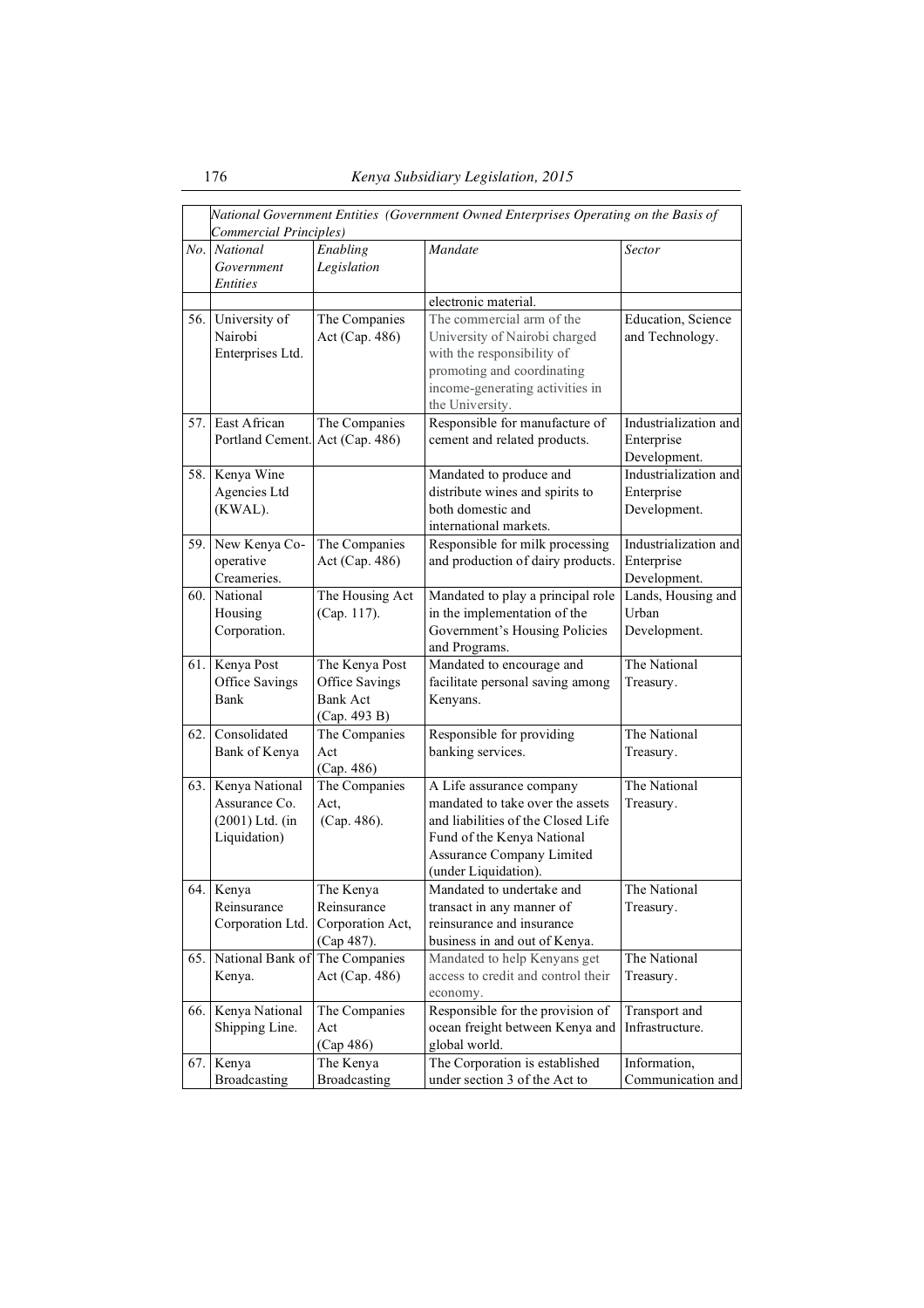| No. | National Government Entities | Enabling Legislation | Mandate | Sector |
|---|---|---|---|---|
| | *National Government Entities (Government Owned Enterprises Operating on the Basis of Commercial Principles)* | | | |
| | | | electronic material. | |
| 56. | University of Nairobi Enterprises Ltd. | The Companies Act (Cap. 486) | The commercial arm of the University of Nairobi charged with the responsibility of promoting and coordinating income-generating activities in the University. | Education, Science and Technology. |
| 57. | East African Portland Cement. | The Companies Act (Cap. 486) | Responsible for manufacture of cement and related products. | Industrialization and Enterprise Development. |
| 58. | Kenya Wine Agencies Ltd (KWAL). | | Mandated to produce and distribute wines and spirits to both domestic and international markets. | Industrialization and Enterprise Development. |
| 59. | New Kenya Co-operative Creameries. | The Companies Act (Cap. 486) | Responsible for milk processing and production of dairy products. | Industrialization and Enterprise Development. |
| 60. | National Housing Corporation. | The Housing Act (Cap. 117). | Mandated to play a principal role in the implementation of the Government's Housing Policies and Programs. | Lands, Housing and Urban Development. |
| 61. | Kenya Post Office Savings Bank | The Kenya Post Office Savings Bank Act (Cap. 493 B) | Mandated to encourage and facilitate personal saving among Kenyans. | The National Treasury. |
| 62. | Consolidated Bank of Kenya | The Companies Act (Cap. 486) | Responsible for providing banking services. | The National Treasury. |
| 63. | Kenya National Assurance Co. (2001) Ltd. (in Liquidation) | The Companies Act, (Cap. 486). | A Life assurance company mandated to take over the assets and liabilities of the Closed Life Fund of the Kenya National Assurance Company Limited (under Liquidation). | The National Treasury. |
| 64. | Kenya Reinsurance Corporation Ltd. | The Kenya Reinsurance Corporation Act, (Cap 487). | Mandated to undertake and transact in any manner of reinsurance and insurance business in and out of Kenya. | The National Treasury. |
| 65. | National Bank of Kenya. | The Companies Act (Cap. 486) | Mandated to help Kenyans get access to credit and control their economy. | The National Treasury. |
| 66. | Kenya National Shipping Line. | The Companies Act (Cap 486) | Responsible for the provision of ocean freight between Kenya and global world. | Transport and Infrastructure. |
| 67. | Kenya Broadcasting | The Kenya Broadcasting | The Corporation is established under section 3 of the Act to | Information, Communication and |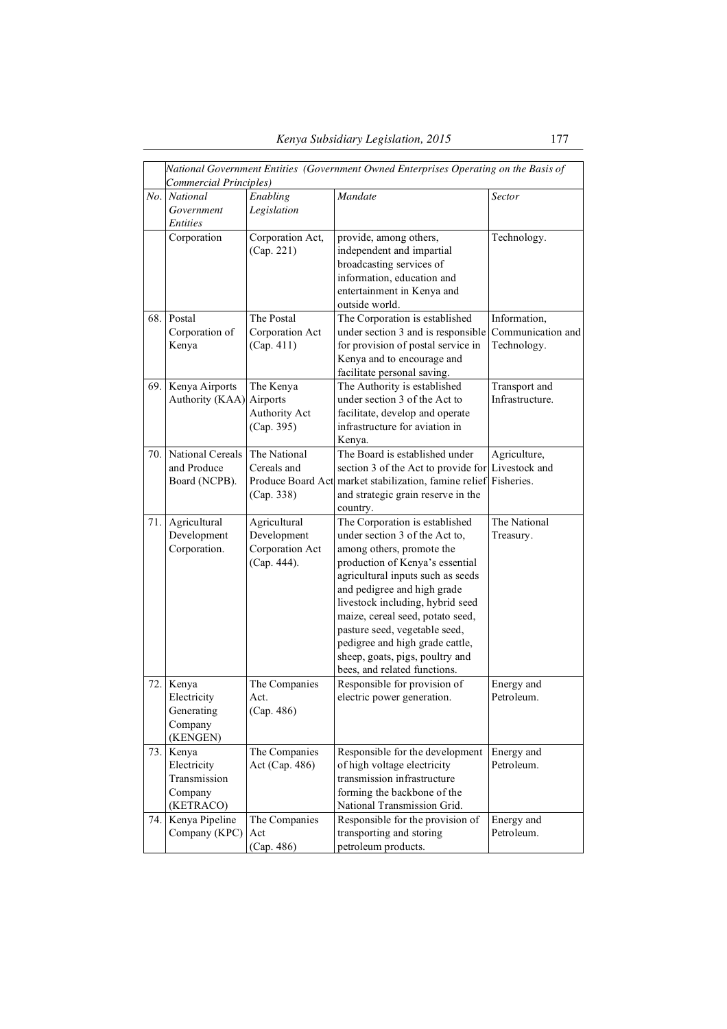| | *National Government Entities (Government Owned Enterprises Operating on the Basis of Commercial Principles)* | | | |
|---|---|---|---|---|
| *No.* | *National Government Entities* | *Enabling Legislation* | *Mandate* | *Sector* |
| | Corporation | Corporation Act, (Cap. 221) | provide, among others, independent and impartial broadcasting services of information, education and entertainment in Kenya and outside world. | Technology. |
| 68. | Postal Corporation of Kenya | The Postal Corporation Act (Cap. 411) | The Corporation is established under section 3 and is responsible for provision of postal service in Kenya and to encourage and facilitate personal saving. | Information, Communication and Technology. |
| 69. | Kenya Airports Authority (KAA) | The Kenya Airports Authority Act (Cap. 395) | The Authority is established under section 3 of the Act to facilitate, develop and operate infrastructure for aviation in Kenya. | Transport and Infrastructure. |
| 70. | National Cereals and Produce Board (NCPB). | The National Cereals and Produce Board Act (Cap. 338) | The Board is established under section 3 of the Act to provide for market stabilization, famine relief and strategic grain reserve in the country. | Agriculture, Livestock and Fisheries. |
| 71. | Agricultural Development Corporation. | Agricultural Development Corporation Act (Cap. 444). | The Corporation is established under section 3 of the Act to, among others, promote the production of Kenya's essential agricultural inputs such as seeds and pedigree and high grade livestock including, hybrid seed maize, cereal seed, potato seed, pasture seed, vegetable seed, pedigree and high grade cattle, sheep, goats, pigs, poultry and bees, and related functions. | The National Treasury. |
| 72. | Kenya Electricity Generating Company (KENGEN) | The Companies Act. (Cap. 486) | Responsible for provision of electric power generation. | Energy and Petroleum. |
| 73. | Kenya Electricity Transmission Company (KETRACO) | The Companies Act (Cap. 486) | Responsible for the development of high voltage electricity transmission infrastructure forming the backbone of the National Transmission Grid. | Energy and Petroleum. |
| 74. | Kenya Pipeline Company (KPC) | The Companies Act (Cap. 486) | Responsible for the provision of transporting and storing petroleum products. | Energy and Petroleum. |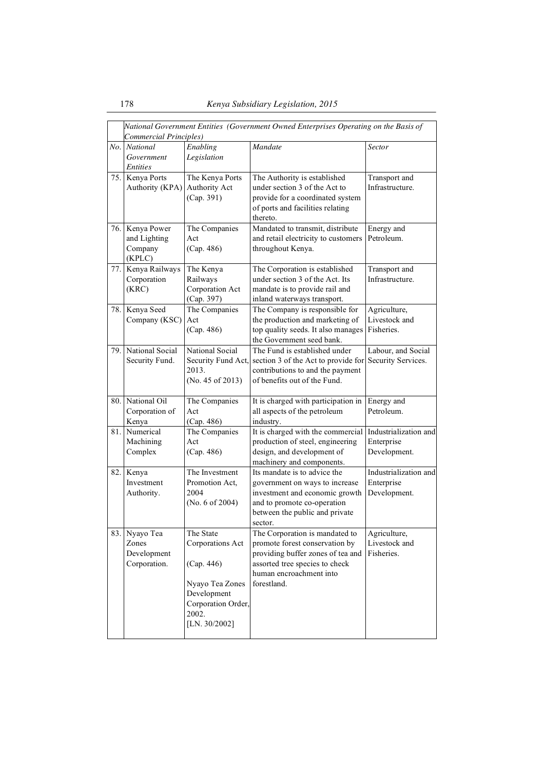| | *National Government Entities (Government Owned Enterprises Operating on the Basis of Commercial Principles)* | | | |
|---|---|---|---|---|
| *No.* | *National Government Entities* | *Enabling Legislation* | *Mandate* | *Sector* |
| 75. | Kenya Ports Authority (KPA) | The Kenya Ports Authority Act (Cap. 391) | The Authority is established under section 3 of the Act to provide for a coordinated system of ports and facilities relating thereto. | Transport and Infrastructure. |
| 76. | Kenya Power and Lighting Company (KPLC) | The Companies Act (Cap. 486) | Mandated to transmit, distribute and retail electricity to customers throughout Kenya. | Energy and Petroleum. |
| 77. | Kenya Railways Corporation (KRC) | The Kenya Railways Corporation Act (Cap. 397) | The Corporation is established under section 3 of the Act. Its mandate is to provide rail and inland waterways transport. | Transport and Infrastructure. |
| 78. | Kenya Seed Company (KSC) | The Companies Act (Cap. 486) | The Company is responsible for the production and marketing of top quality seeds. It also manages the Government seed bank. | Agriculture, Livestock and Fisheries. |
| 79. | National Social Security Fund. | National Social Security Fund Act, 2013. (No. 45 of 2013) | The Fund is established under section 3 of the Act to provide for contributions to and the payment of benefits out of the Fund. | Labour, and Social Security Services. |
| 80. | National Oil Corporation of Kenya | The Companies Act (Cap. 486) | It is charged with participation in all aspects of the petroleum industry. | Energy and Petroleum. |
| 81. | Numerical Machining Complex | The Companies Act (Cap. 486) | It is charged with the commercial production of steel, engineering design, and development of machinery and components. | Industrialization and Enterprise Development. |
| 82. | Kenya Investment Authority. | The Investment Promotion Act, 2004 (No. 6 of 2004) | Its mandate is to advice the government on ways to increase investment and economic growth and to promote co-operation between the public and private sector. | Industrialization and Enterprise Development. |
| 83. | Nyayo Tea Zones Development Corporation. | The State Corporations Act (Cap. 446) Nyayo Tea Zones Development Corporation Order, 2002. [LN. 30/2002] | The Corporation is mandated to promote forest conservation by providing buffer zones of tea and assorted tree species to check human encroachment into forestland. | Agriculture, Livestock and Fisheries. |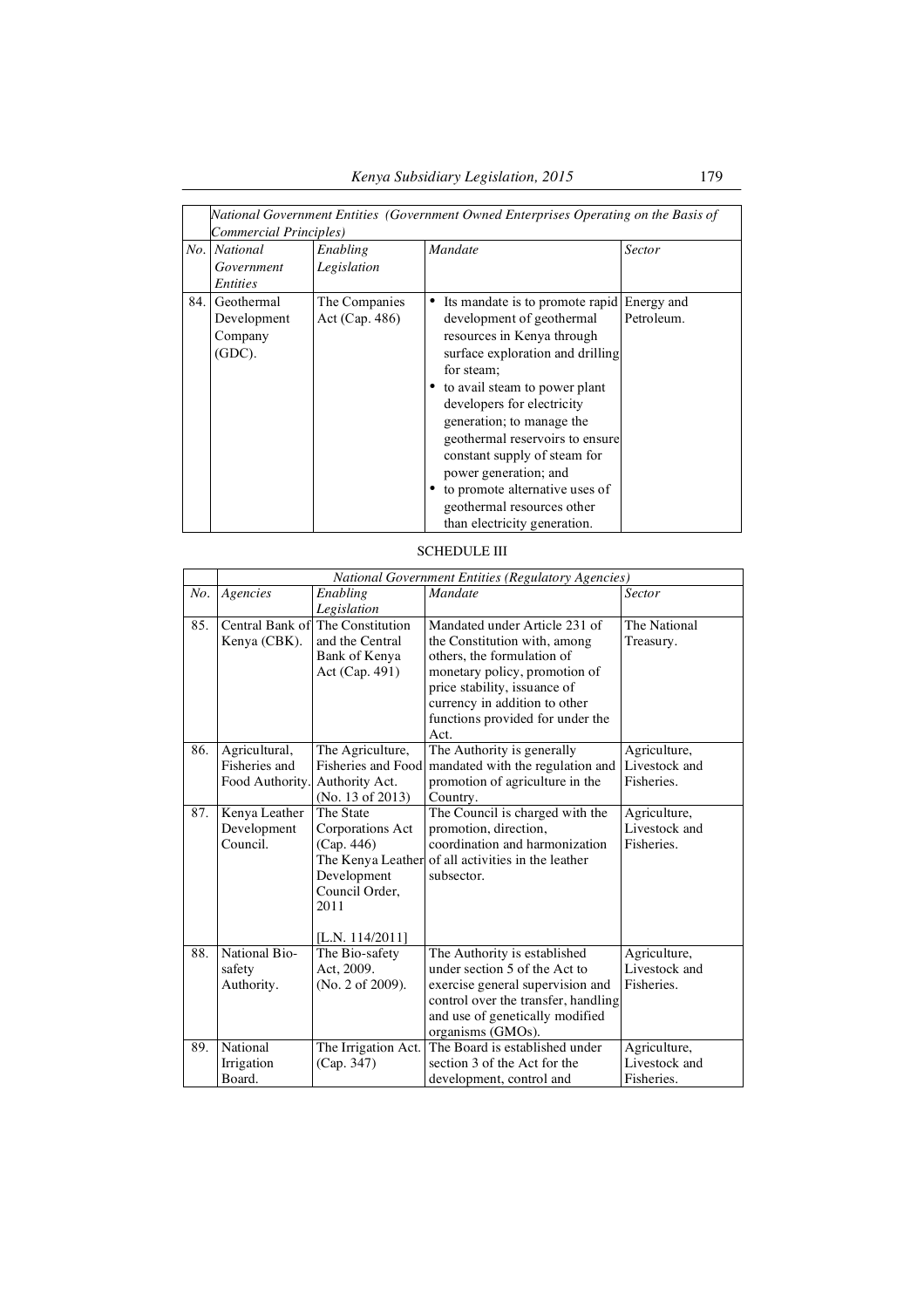| | *National Government Entities (Government Owned Enterprises Operating on the Basis of Commercial Principles)* | | | |
|---|---|---|---|---|
| *No.* | *National Government Entities* | *Enabling Legislation* | *Mandate* | *Sector* |
| 84. | Geothermal Development Company (GDC). | The Companies Act (Cap. 486) | • Its mandate is to promote rapid development of geothermal resources in Kenya through surface exploration and drilling for steam;<br>• to avail steam to power plant developers for electricity generation; to manage the geothermal reservoirs to ensure constant supply of steam for power generation; and<br>• to promote alternative uses of geothermal resources other than electricity generation. | Energy and Petroleum. |

SCHEDULE III

| | *National Government Entities (Regulatory Agencies)* | | | |
|---|---|---|---|---|
| *No.* | *Agencies* | *Enabling Legislation* | *Mandate* | *Sector* |
| 85. | Central Bank of Kenya (CBK). | The Constitution and the Central Bank of Kenya Act (Cap. 491) | Mandated under Article 231 of the Constitution with, among others, the formulation of monetary policy, promotion of price stability, issuance of currency in addition to other functions provided for under the Act. | The National Treasury. |
| 86. | Agricultural, Fisheries and Food Authority. | The Agriculture, Fisheries and Food Authority Act. (No. 13 of 2013) | The Authority is generally mandated with the regulation and promotion of agriculture in the Country. | Agriculture, Livestock and Fisheries. |
| 87. | Kenya Leather Development Council. | The State Corporations Act (Cap. 446)<br>The Kenya Leather Development Council Order, 2011<br><br>[L.N. 114/2011] | The Council is charged with the promotion, direction, coordination and harmonization of all activities in the leather subsector. | Agriculture, Livestock and Fisheries. |
| 88. | National Bio-safety Authority. | The Bio-safety Act, 2009. (No. 2 of 2009). | The Authority is established under section 5 of the Act to exercise general supervision and control over the transfer, handling and use of genetically modified organisms (GMOs). | Agriculture, Livestock and Fisheries. |
| 89. | National Irrigation Board. | The Irrigation Act. (Cap. 347) | The Board is established under section 3 of the Act for the development, control and | Agriculture, Livestock and Fisheries. |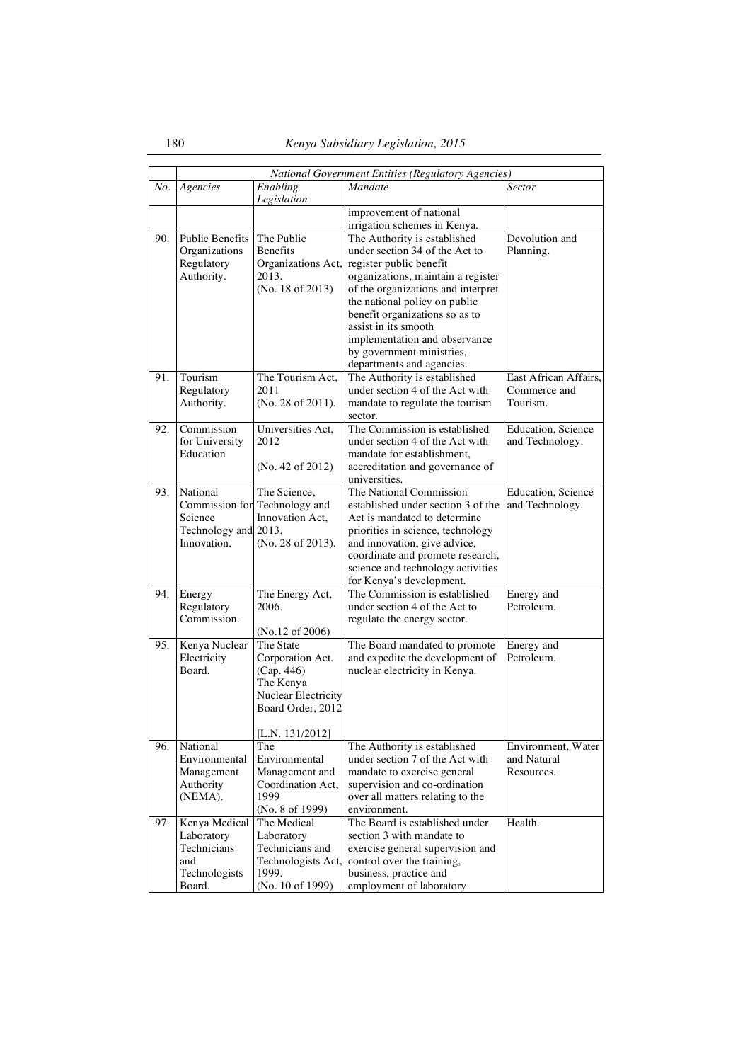| | *National Government Entities (Regulatory Agencies)* | | | |
|---|---|---|---|---|
| *No.* | *Agencies* | *Enabling Legislation* | *Mandate* | *Sector* |
| | | | improvement of national irrigation schemes in Kenya. | |
| 90. | Public Benefits Organizations Regulatory Authority. | The Public Benefits Organizations Act, 2013. (No. 18 of 2013) | The Authority is established under section 34 of the Act to register public benefit organizations, maintain a register of the organizations and interpret the national policy on public benefit organizations so as to assist in its smooth implementation and observance by government ministries, departments and agencies. | Devolution and Planning. |
| 91. | Tourism Regulatory Authority. | The Tourism Act, 2011 (No. 28 of 2011). | The Authority is established under section 4 of the Act with mandate to regulate the tourism sector. | East African Affairs, Commerce and Tourism. |
| 92. | Commission for University Education | Universities Act, 2012 (No. 42 of 2012) | The Commission is established under section 4 of the Act with mandate for establishment, accreditation and governance of universities. | Education, Science and Technology. |
| 93. | National Commission for Science Technology and Innovation. | The Science, Technology and Innovation Act, 2013. (No. 28 of 2013). | The National Commission established under section 3 of the Act is mandated to determine priorities in science, technology and innovation, give advice, coordinate and promote research, science and technology activities for Kenya's development. | Education, Science and Technology. |
| 94. | Energy Regulatory Commission. | The Energy Act, 2006. (No.12 of 2006) | The Commission is established under section 4 of the Act to regulate the energy sector. | Energy and Petroleum. |
| 95. | Kenya Nuclear Electricity Board. | The State Corporation Act. (Cap. 446) The Kenya Nuclear Electricity Board Order, 2012 [L.N. 131/2012] | The Board mandated to promote and expedite the development of nuclear electricity in Kenya. | Energy and Petroleum. |
| 96. | National Environmental Management Authority (NEMA). | The Environmental Management and Coordination Act, 1999 (No. 8 of 1999) | The Authority is established under section 7 of the Act with mandate to exercise general supervision and co-ordination over all matters relating to the environment. | Environment, Water and Natural Resources. |
| 97. | Kenya Medical Laboratory Technicians and Technologists Board. | The Medical Laboratory Technicians and Technologists Act, 1999. (No. 10 of 1999) | The Board is established under section 3 with mandate to exercise general supervision and control over the training, business, practice and employment of laboratory | Health. |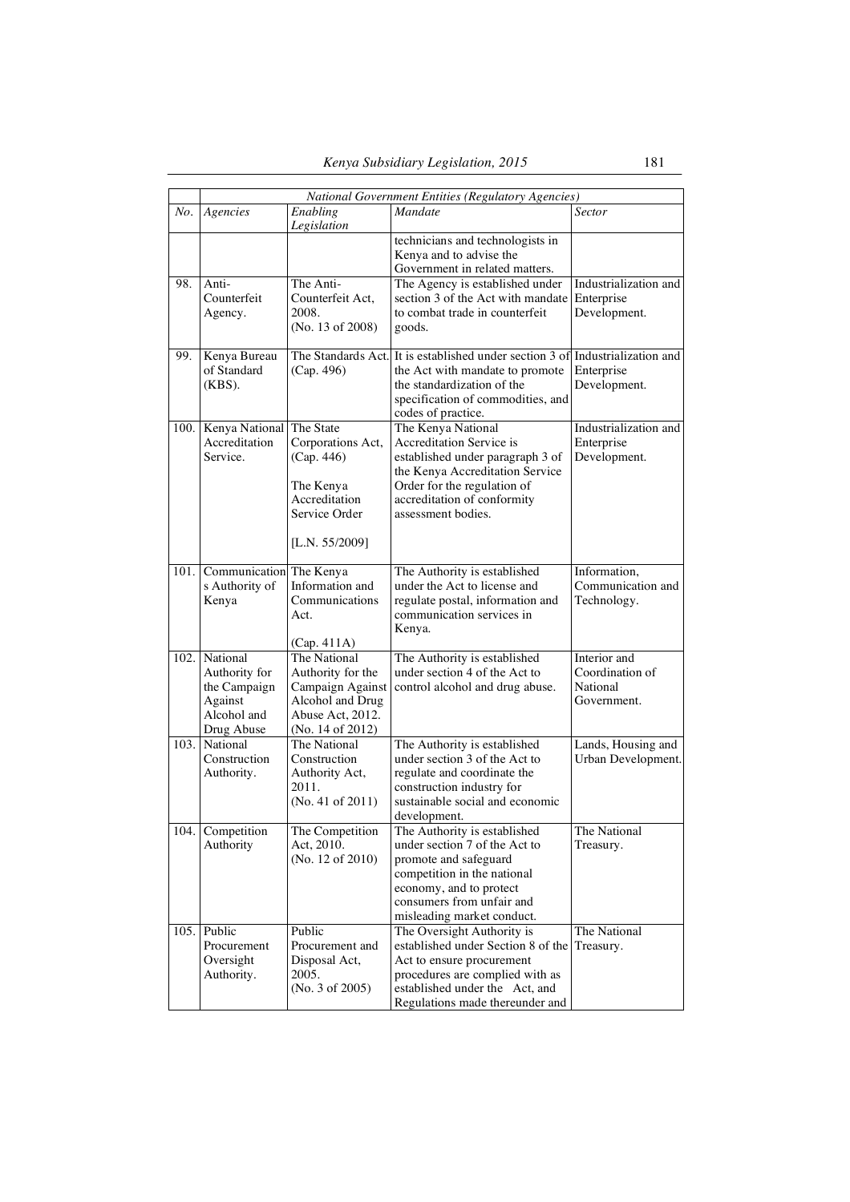| | *National Government Entities (Regulatory Agencies)* | | | |
|---|---|---|---|---|
| *No.* | *Agencies* | *Enabling Legislation* | *Mandate* | *Sector* |
| | | | technicians and technologists in Kenya and to advise the Government in related matters. | |
| 98. | Anti-Counterfeit Agency. | The Anti-Counterfeit Act, 2008. (No. 13 of 2008) | The Agency is established under section 3 of the Act with mandate to combat trade in counterfeit goods. | Industrialization and Enterprise Development. |
| 99. | Kenya Bureau of Standard (KBS). | The Standards Act. (Cap. 496) | It is established under section 3 of the Act with mandate to promote the standardization of the specification of commodities, and codes of practice. | Industrialization and Enterprise Development. |
| 100. | Kenya National Accreditation Service. | The State Corporations Act, (Cap. 446)<br><br>The Kenya Accreditation Service Order<br><br>[L.N. 55/2009] | The Kenya National Accreditation Service is established under paragraph 3 of the Kenya Accreditation Service Order for the regulation of accreditation of conformity assessment bodies. | Industrialization and Enterprise Development. |
| 101. | Communications Authority of Kenya | The Kenya Information and Communications Act.<br><br>(Cap. 411A) | The Authority is established under the Act to license and regulate postal, information and communication services in Kenya. | Information, Communication and Technology. |
| 102. | National Authority for the Campaign Against Alcohol and Drug Abuse | The National Authority for the Campaign Against Alcohol and Drug Abuse Act, 2012. (No. 14 of 2012) | The Authority is established under section 4 of the Act to control alcohol and drug abuse. | Interior and Coordination of National Government. |
| 103. | National Construction Authority. | The National Construction Authority Act, 2011. (No. 41 of 2011) | The Authority is established under section 3 of the Act to regulate and coordinate the construction industry for sustainable social and economic development. | Lands, Housing and Urban Development. |
| 104. | Competition Authority | The Competition Act, 2010. (No. 12 of 2010) | The Authority is established under section 7 of the Act to promote and safeguard competition in the national economy, and to protect consumers from unfair and misleading market conduct. | The National Treasury. |
| 105. | Public Procurement Oversight Authority. | Public Procurement and Disposal Act, 2005. (No. 3 of 2005) | The Oversight Authority is established under Section 8 of the Act to ensure procurement procedures are complied with as established under the Act, and Regulations made thereunder and | The National Treasury. |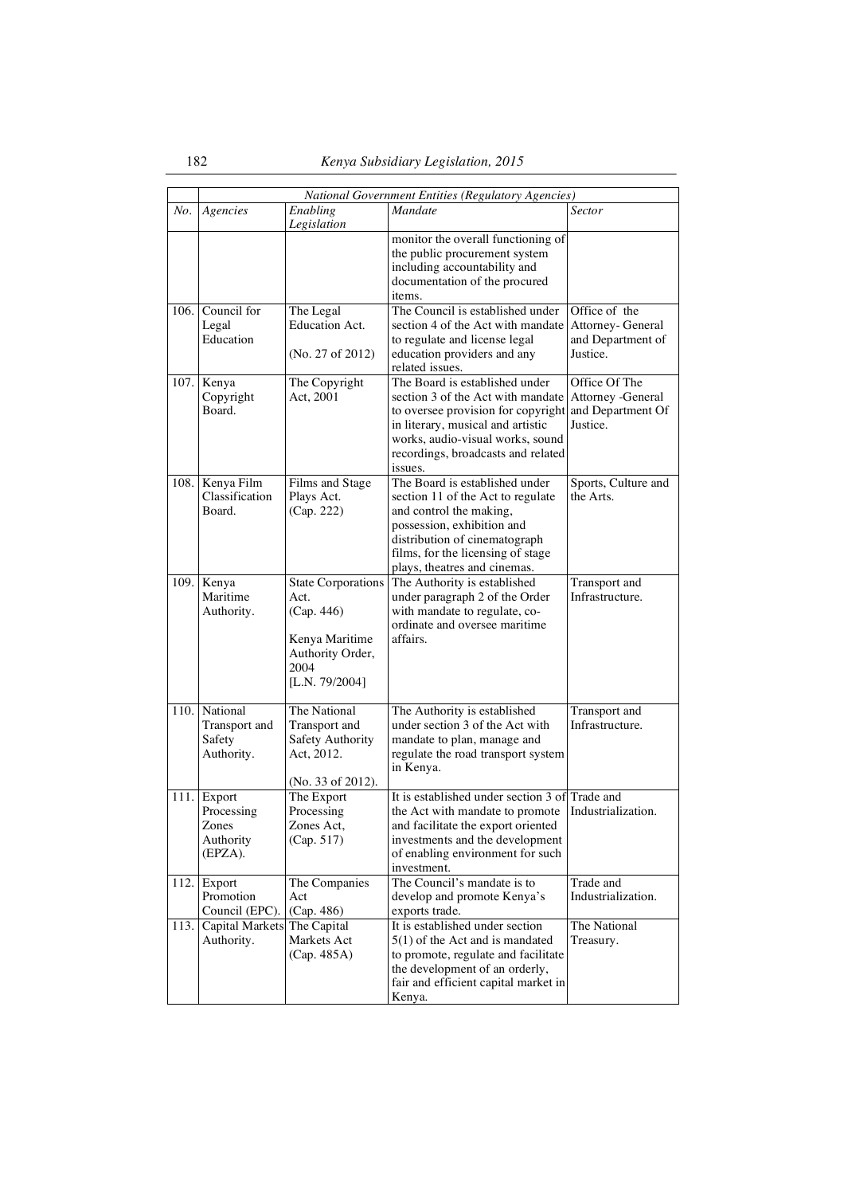| | *National Government Entities (Regulatory Agencies)* | | | |
|---|---|---|---|---|
| *No.* | *Agencies* | *Enabling Legislation* | *Mandate* | *Sector* |
| | | | monitor the overall functioning of the public procurement system including accountability and documentation of the procured items. | |
| 106. | Council for Legal Education | The Legal Education Act. (No. 27 of 2012) | The Council is established under section 4 of the Act with mandate to regulate and license legal education providers and any related issues. | Office of the Attorney- General and Department of Justice. |
| 107. | Kenya Copyright Board. | The Copyright Act, 2001 | The Board is established under section 3 of the Act with mandate to oversee provision for copyright in literary, musical and artistic works, audio-visual works, sound recordings, broadcasts and related issues. | Office Of The Attorney -General and Department Of Justice. |
| 108. | Kenya Film Classification Board. | Films and Stage Plays Act. (Cap. 222) | The Board is established under section 11 of the Act to regulate and control the making, possession, exhibition and distribution of cinematograph films, for the licensing of stage plays, theatres and cinemas. | Sports, Culture and the Arts. |
| 109. | Kenya Maritime Authority. | State Corporations Act. (Cap. 446) Kenya Maritime Authority Order, 2004 [L.N. 79/2004] | The Authority is established under paragraph 2 of the Order with mandate to regulate, co-ordinate and oversee maritime affairs. | Transport and Infrastructure. |
| 110. | National Transport and Safety Authority. | The National Transport and Safety Authority Act, 2012. (No. 33 of 2012). | The Authority is established under section 3 of the Act with mandate to plan, manage and regulate the road transport system in Kenya. | Transport and Infrastructure. |
| 111. | Export Processing Zones Authority (EPZA). | The Export Processing Zones Act, (Cap. 517) | It is established under section 3 of the Act with mandate to promote and facilitate the export oriented investments and the development of enabling environment for such investment. | Trade and Industrialization. |
| 112. | Export Promotion Council (EPC). | The Companies Act (Cap. 486) | The Council's mandate is to develop and promote Kenya's exports trade. | Trade and Industrialization. |
| 113. | Capital Markets Authority. | The Capital Markets Act (Cap. 485A) | It is established under section 5(1) of the Act and is mandated to promote, regulate and facilitate the development of an orderly, fair and efficient capital market in Kenya. | The National Treasury. |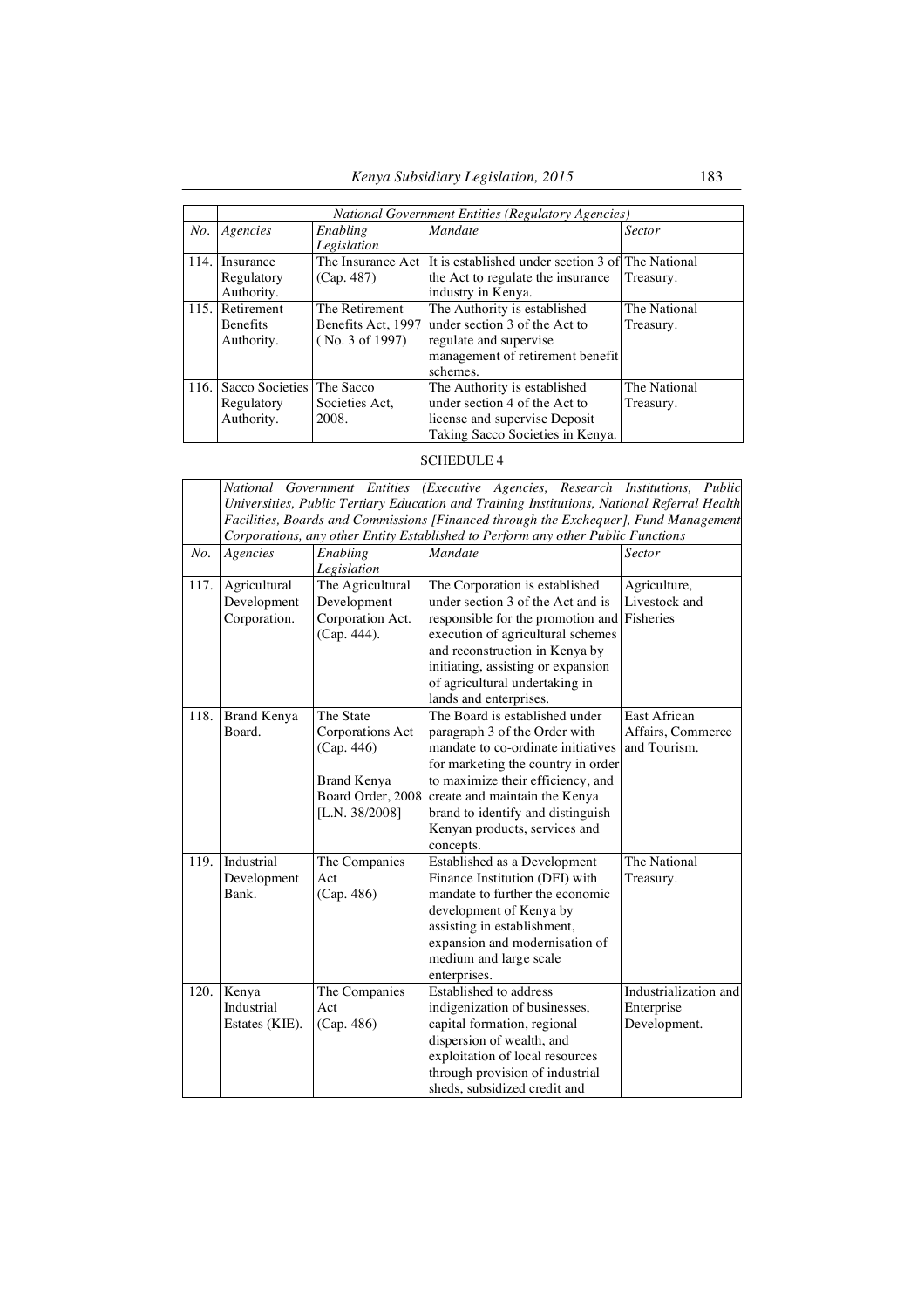| | *National Government Entities (Regulatory Agencies)* | | | |
|---|---|---|---|---|
| *No.* | *Agencies* | *Enabling Legislation* | *Mandate* | *Sector* |
| 114. | Insurance Regulatory Authority. | The Insurance Act (Cap. 487) | It is established under section 3 of the Act to regulate the insurance industry in Kenya. | The National Treasury. |
| 115. | Retirement Benefits Authority. | The Retirement Benefits Act, 1997 ( No. 3 of 1997) | The Authority is established under section 3 of the Act to regulate and supervise management of retirement benefit schemes. | The National Treasury. |
| 116. | Sacco Societies Regulatory Authority. | The Sacco Societies Act, 2008. | The Authority is established under section 4 of the Act to license and supervise Deposit Taking Sacco Societies in Kenya. | The National Treasury. |

SCHEDULE 4

| | *National Government Entities (Executive Agencies, Research Institutions, Public Universities, Public Tertiary Education and Training Institutions, National Referral Health Facilities, Boards and Commissions [Financed through the Exchequer], Fund Management Corporations, any other Entity Established to Perform any other Public Functions* | | | |
|---|---|---|---|---|
| *No.* | *Agencies* | *Enabling Legislation* | *Mandate* | *Sector* |
| 117. | Agricultural Development Corporation. | The Agricultural Development Corporation Act. (Cap. 444). | The Corporation is established under section 3 of the Act and is responsible for the promotion and execution of agricultural schemes and reconstruction in Kenya by initiating, assisting or expansion of agricultural undertaking in lands and enterprises. | Agriculture, Livestock and Fisheries |
| 118. | Brand Kenya Board. | The State Corporations Act (Cap. 446)<br><br>Brand Kenya Board Order, 2008 [L.N. 38/2008] | The Board is established under paragraph 3 of the Order with mandate to co-ordinate initiatives for marketing the country in order to maximize their efficiency, and create and maintain the Kenya brand to identify and distinguish Kenyan products, services and concepts. | East African Affairs, Commerce and Tourism. |
| 119. | Industrial Development Bank. | The Companies Act (Cap. 486) | Established as a Development Finance Institution (DFI) with mandate to further the economic development of Kenya by assisting in establishment, expansion and modernisation of medium and large scale enterprises. | The National Treasury. |
| 120. | Kenya Industrial Estates (KIE). | The Companies Act (Cap. 486) | Established to address indigenization of businesses, capital formation, regional dispersion of wealth, and exploitation of local resources through provision of industrial sheds, subsidized credit and | Industrialization and Enterprise Development. |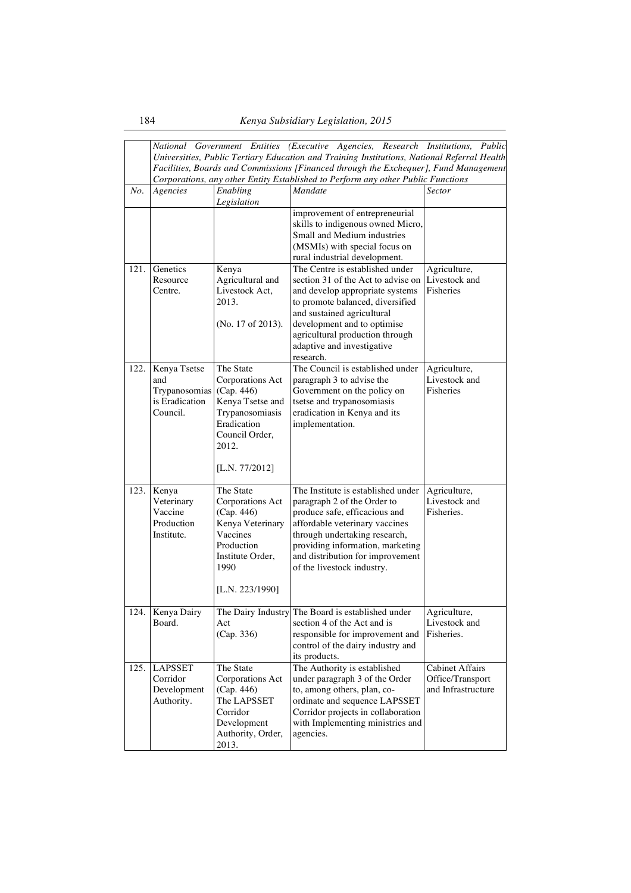| | *National Government Entities (Executive Agencies, Research Institutions, Public Universities, Public Tertiary Education and Training Institutions, National Referral Health Facilities, Boards and Commissions [Financed through the Exchequer], Fund Management Corporations, any other Entity Established to Perform any other Public Functions* | | | |
|---|---|---|---|---|
| *No.* | *Agencies* | *Enabling Legislation* | *Mandate* | *Sector* |
| | | | improvement of entrepreneurial skills to indigenous owned Micro, Small and Medium industries (MSMIs) with special focus on rural industrial development. | |
| 121. | Genetics Resource Centre. | Kenya Agricultural and Livestock Act, 2013. (No. 17 of 2013). | The Centre is established under section 31 of the Act to advise on and develop appropriate systems to promote balanced, diversified and sustained agricultural development and to optimise agricultural production through adaptive and investigative research. | Agriculture, Livestock and Fisheries |
| 122. | Kenya Tsetse and Trypanosomias is Eradication Council. | The State Corporations Act (Cap. 446) Kenya Tsetse and Trypanosomiasis Eradication Council Order, 2012. [L.N. 77/2012] | The Council is established under paragraph 3 to advise the Government on the policy on tsetse and trypanosomiasis eradication in Kenya and its implementation. | Agriculture, Livestock and Fisheries |
| 123. | Kenya Veterinary Vaccine Production Institute. | The State Corporations Act (Cap. 446) Kenya Veterinary Vaccines Production Institute Order, 1990 [L.N. 223/1990] | The Institute is established under paragraph 2 of the Order to produce safe, efficacious and affordable veterinary vaccines through undertaking research, providing information, marketing and distribution for improvement of the livestock industry. | Agriculture, Livestock and Fisheries. |
| 124. | Kenya Dairy Board. | The Dairy Industry Act (Cap. 336) | The Board is established under section 4 of the Act and is responsible for improvement and control of the dairy industry and its products. | Agriculture, Livestock and Fisheries. |
| 125. | LAPSSET Corridor Development Authority. | The State Corporations Act (Cap. 446) The LAPSSET Corridor Development Authority, Order, 2013. | The Authority is established under paragraph 3 of the Order to, among others, plan, co-ordinate and sequence LAPSSET Corridor projects in collaboration with Implementing ministries and agencies. | Cabinet Affairs Office/Transport and Infrastructure |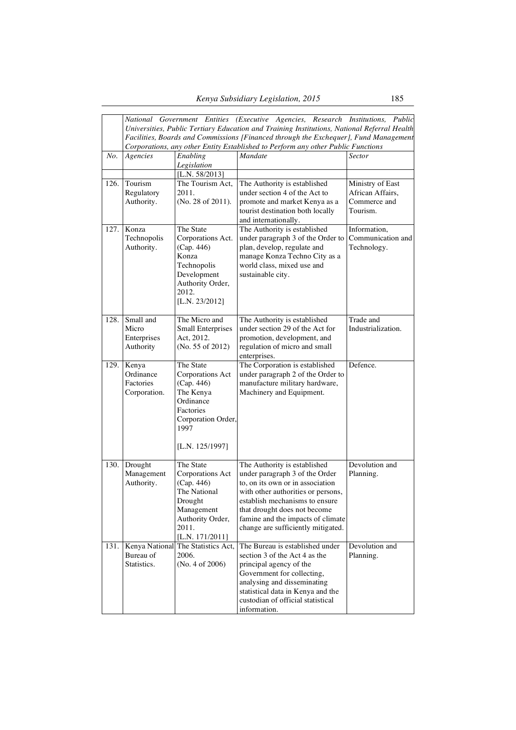| | *National Government Entities (Executive Agencies, Research Institutions, Public Universities, Public Tertiary Education and Training Institutions, National Referral Health Facilities, Boards and Commissions [Financed through the Exchequer], Fund Management Corporations, any other Entity Established to Perform any other Public Functions* | | | |
|---|---|---|---|---|
| *No.* | *Agencies* | *Enabling Legislation* | *Mandate* | *Sector* |
| | | [L.N. 58/2013] | | |
| 126. | Tourism Regulatory Authority. | The Tourism Act, 2011. (No. 28 of 2011). | The Authority is established under section 4 of the Act to promote and market Kenya as a tourist destination both locally and internationally. | Ministry of East African Affairs, Commerce and Tourism. |
| 127. | Konza Technopolis Authority. | The State Corporations Act. (Cap. 446) Konza Technopolis Development Authority Order, 2012. [L.N. 23/2012] | The Authority is established under paragraph 3 of the Order to plan, develop, regulate and manage Konza Techno City as a world class, mixed use and sustainable city. | Information, Communication and Technology. |
| 128. | Small and Micro Enterprises Authority | The Micro and Small Enterprises Act, 2012. (No. 55 of 2012) | The Authority is established under section 29 of the Act for promotion, development, and regulation of micro and small enterprises. | Trade and Industrialization. |
| 129. | Kenya Ordinance Factories Corporation. | The State Corporations Act (Cap. 446) The Kenya Ordinance Factories Corporation Order, 1997 [L.N. 125/1997] | The Corporation is established under paragraph 2 of the Order to manufacture military hardware, Machinery and Equipment. | Defence. |
| 130. | Drought Management Authority. | The State Corporations Act (Cap. 446) The National Drought Management Authority Order, 2011. [L.N. 171/2011] | The Authority is established under paragraph 3 of the Order to, on its own or in association with other authorities or persons, establish mechanisms to ensure that drought does not become famine and the impacts of climate change are sufficiently mitigated. | Devolution and Planning. |
| 131. | Kenya National Bureau of Statistics. | The Statistics Act, 2006. (No. 4 of 2006) | The Bureau is established under section 3 of the Act 4 as the principal agency of the Government for collecting, analysing and disseminating statistical data in Kenya and the custodian of official statistical information. | Devolution and Planning. |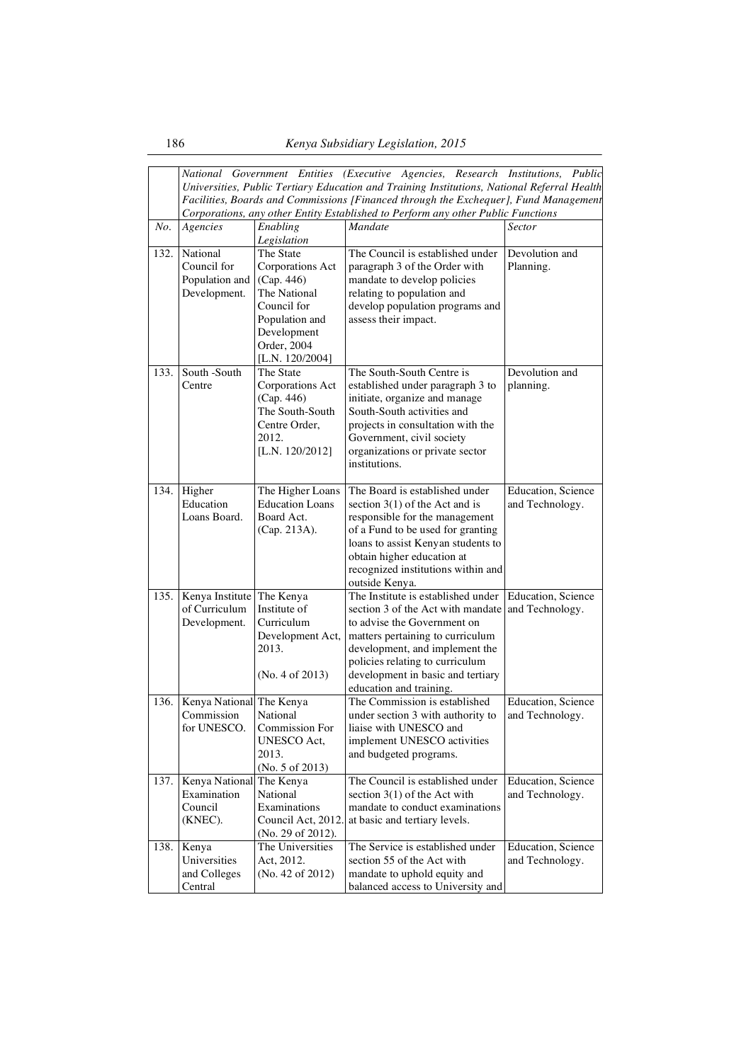| | *National Government Entities (Executive Agencies, Research Institutions, Public Universities, Public Tertiary Education and Training Institutions, National Referral Health Facilities, Boards and Commissions [Financed through the Exchequer], Fund Management Corporations, any other Entity Established to Perform any other Public Functions* | | | |
|---|---|---|---|---|
| *No.* | *Agencies* | *Enabling Legislation* | *Mandate* | *Sector* |
| 132. | National Council for Population and Development. | The State Corporations Act (Cap. 446) The National Council for Population and Development Order, 2004 [L.N. 120/2004] | The Council is established under paragraph 3 of the Order with mandate to develop policies relating to population and develop population programs and assess their impact. | Devolution and Planning. |
| 133. | South -South Centre | The State Corporations Act (Cap. 446) The South-South Centre Order, 2012. [L.N. 120/2012] | The South-South Centre is established under paragraph 3 to initiate, organize and manage South-South activities and projects in consultation with the Government, civil society organizations or private sector institutions. | Devolution and planning. |
| 134. | Higher Education Loans Board. | The Higher Loans Education Loans Board Act. (Cap. 213A). | The Board is established under section 3(1) of the Act and is responsible for the management of a Fund to be used for granting loans to assist Kenyan students to obtain higher education at recognized institutions within and outside Kenya. | Education, Science and Technology. |
| 135. | Kenya Institute of Curriculum Development. | The Kenya Institute of Curriculum Development Act, 2013. (No. 4 of 2013) | The Institute is established under section 3 of the Act with mandate to advise the Government on matters pertaining to curriculum development, and implement the policies relating to curriculum development in basic and tertiary education and training. | Education, Science and Technology. |
| 136. | Kenya National Commission for UNESCO. | The Kenya National Commission For UNESCO Act, 2013. (No. 5 of 2013) | The Commission is established under section 3 with authority to liaise with UNESCO and implement UNESCO activities and budgeted programs. | Education, Science and Technology. |
| 137. | Kenya National Examination Council (KNEC). | The Kenya National Examinations Council Act, 2012. (No. 29 of 2012). | The Council is established under section 3(1) of the Act with mandate to conduct examinations at basic and tertiary levels. | Education, Science and Technology. |
| 138. | Kenya Universities and Colleges Central | The Universities Act, 2012. (No. 42 of 2012) | The Service is established under section 55 of the Act with mandate to uphold equity and balanced access to University and | Education, Science and Technology. |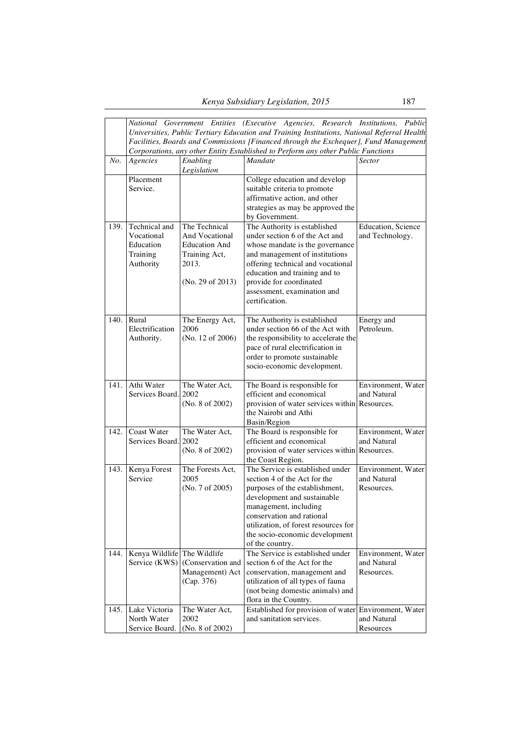| | *National Government Entities (Executive Agencies, Research Institutions, Public Universities, Public Tertiary Education and Training Institutions, National Referral Health Facilities, Boards and Commissions [Financed through the Exchequer], Fund Management Corporations, any other Entity Established to Perform any other Public Functions* | | | |
|---|---|---|---|---|
| *No.* | *Agencies* | *Enabling Legislation* | *Mandate* | *Sector* |
| | Placement Service. | | College education and develop suitable criteria to promote affirmative action, and other strategies as may be approved the by Government. | |
| 139. | Technical and Vocational Education Training Authority | The Technical And Vocational Education And Training Act, 2013. (No. 29 of 2013) | The Authority is established under section 6 of the Act and whose mandate is the governance and management of institutions offering technical and vocational education and training and to provide for coordinated assessment, examination and certification. | Education, Science and Technology. |
| 140. | Rural Electrification Authority. | The Energy Act, 2006 (No. 12 of 2006) | The Authority is established under section 66 of the Act with the responsibility to accelerate the pace of rural electrification in order to promote sustainable socio-economic development. | Energy and Petroleum. |
| 141. | Athi Water Services Board. | The Water Act, 2002 (No. 8 of 2002) | The Board is responsible for efficient and economical provision of water services within the Nairobi and Athi Basin/Region | Environment, Water and Natural Resources. |
| 142. | Coast Water Services Board. | The Water Act, 2002 (No. 8 of 2002) | The Board is responsible for efficient and economical provision of water services within the Coast Region. | Environment, Water and Natural Resources. |
| 143. | Kenya Forest Service | The Forests Act, 2005 (No. 7 of 2005) | The Service is established under section 4 of the Act for the purposes of the establishment, development and sustainable management, including conservation and rational utilization, of forest resources for the socio-economic development of the country. | Environment, Water and Natural Resources. |
| 144. | Kenya Wildlife Service (KWS) | The Wildlife (Conservation and Management) Act (Cap. 376) | The Service is established under section 6 of the Act for the conservation, management and utilization of all types of fauna (not being domestic animals) and flora in the Country. | Environment, Water and Natural Resources. |
| 145. | Lake Victoria North Water Service Board. | The Water Act, 2002 (No. 8 of 2002) | Established for provision of water and sanitation services. | Environment, Water and Natural Resources |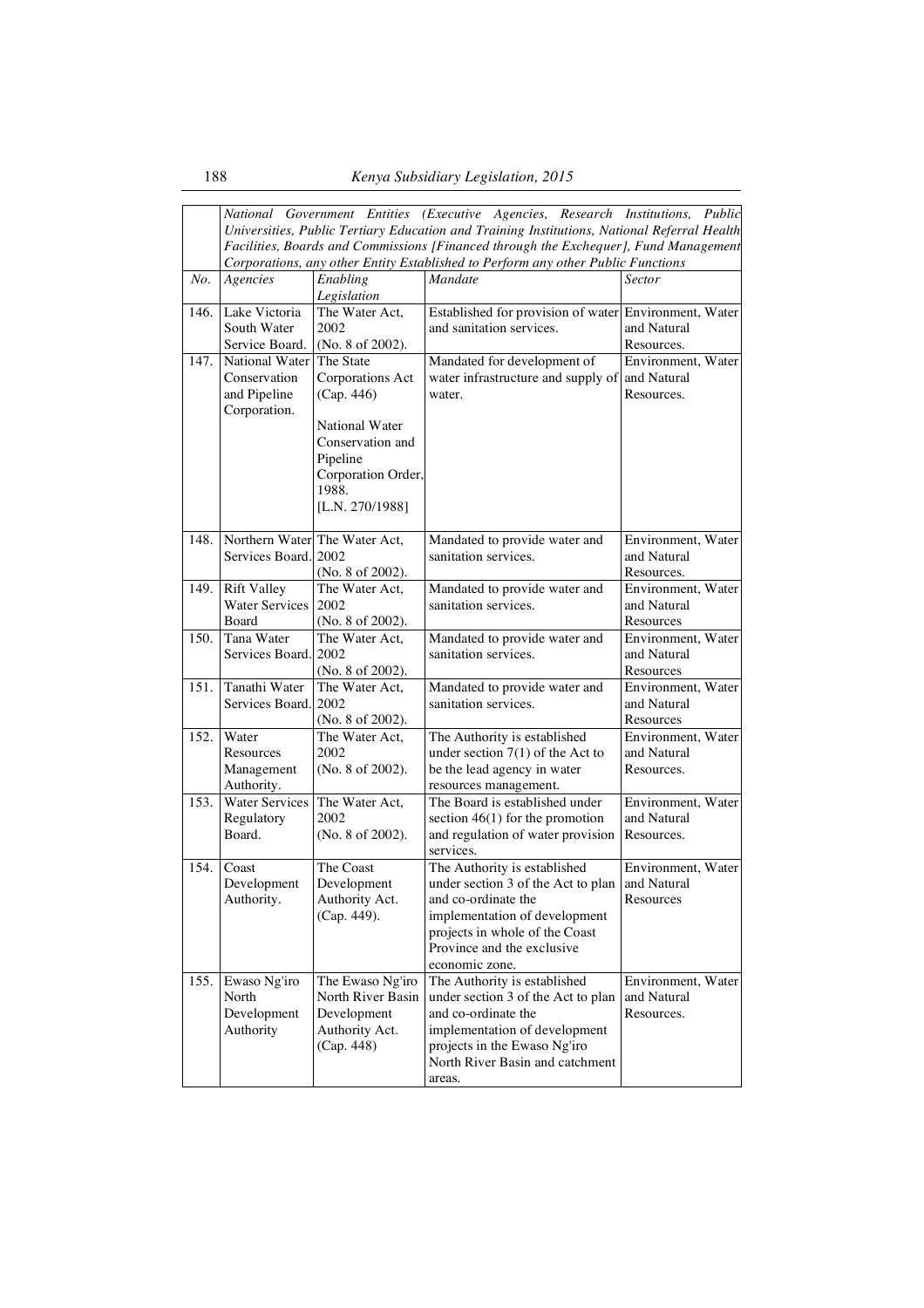| | *National Government Entities (Executive Agencies, Research Institutions, Public Universities, Public Tertiary Education and Training Institutions, National Referral Health Facilities, Boards and Commissions [Financed through the Exchequer], Fund Management Corporations, any other Entity Established to Perform any other Public Functions* | | | |
|---|---|---|---|---|
| *No.* | *Agencies* | *Enabling Legislation* | *Mandate* | *Sector* |
| 146. | Lake Victoria South Water Service Board. | The Water Act, 2002 (No. 8 of 2002). | Established for provision of water and sanitation services. | Environment, Water and Natural Resources. |
| 147. | National Water Conservation and Pipeline Corporation. | The State Corporations Act (Cap. 446) National Water Conservation and Pipeline Corporation Order, 1988. [L.N. 270/1988] | Mandated for development of water infrastructure and supply of water. | Environment, Water and Natural Resources. |
| 148. | Northern Water Services Board. | The Water Act, 2002 (No. 8 of 2002). | Mandated to provide water and sanitation services. | Environment, Water and Natural Resources. |
| 149. | Rift Valley Water Services Board | The Water Act, 2002 (No. 8 of 2002). | Mandated to provide water and sanitation services. | Environment, Water and Natural Resources |
| 150. | Tana Water Services Board. | The Water Act, 2002 (No. 8 of 2002). | Mandated to provide water and sanitation services. | Environment, Water and Natural Resources |
| 151. | Tanathi Water Services Board. | The Water Act, 2002 (No. 8 of 2002). | Mandated to provide water and sanitation services. | Environment, Water and Natural Resources |
| 152. | Water Resources Management Authority. | The Water Act, 2002 (No. 8 of 2002). | The Authority is established under section 7(1) of the Act to be the lead agency in water resources management. | Environment, Water and Natural Resources. |
| 153. | Water Services Regulatory Board. | The Water Act, 2002 (No. 8 of 2002). | The Board is established under section 46(1) for the promotion and regulation of water provision services. | Environment, Water and Natural Resources. |
| 154. | Coast Development Authority. | The Coast Development Authority Act. (Cap. 449). | The Authority is established under section 3 of the Act to plan and co-ordinate the implementation of development projects in whole of the Coast Province and the exclusive economic zone. | Environment, Water and Natural Resources |
| 155. | Ewaso Ng'iro North Development Authority | The Ewaso Ng'iro North River Basin Development Authority Act. (Cap. 448) | The Authority is established under section 3 of the Act to plan and co-ordinate the implementation of development projects in the Ewaso Ng'iro North River Basin and catchment areas. | Environment, Water and Natural Resources. |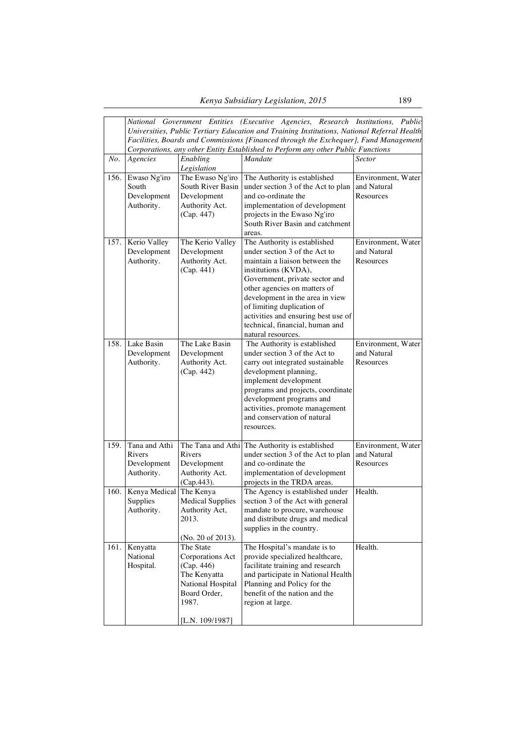| | *National Government Entities (Executive Agencies, Research Institutions, Public Universities, Public Tertiary Education and Training Institutions, National Referral Health Facilities, Boards and Commissions [Financed through the Exchequer], Fund Management Corporations, any other Entity Established to Perform any other Public Functions* | | | |
|---|---|---|---|---|
| *No.* | *Agencies* | *Enabling Legislation* | *Mandate* | *Sector* |
| 156. | Ewaso Ng'iro South Development Authority. | The Ewaso Ng'iro South River Basin Development Authority Act. (Cap. 447) | The Authority is established under section 3 of the Act to plan and co-ordinate the implementation of development projects in the Ewaso Ng'iro South River Basin and catchment areas. | Environment, Water and Natural Resources |
| 157. | Kerio Valley Development Authority. | The Kerio Valley Development Authority Act. (Cap. 441) | The Authority is established under section 3 of the Act to maintain a liaison between the institutions (KVDA), Government, private sector and other agencies on matters of development in the area in view of limiting duplication of activities and ensuring best use of technical, financial, human and natural resources. | Environment, Water and Natural Resources |
| 158. | Lake Basin Development Authority. | The Lake Basin Development Authority Act. (Cap. 442) | The Authority is established under section 3 of the Act to carry out integrated sustainable development planning, implement development programs and projects, coordinate development programs and activities, promote management and conservation of natural resources. | Environment, Water and Natural Resources |
| 159. | Tana and Athi Rivers Development Authority. | The Tana and Athi Rivers Development Authority Act. (Cap.443). | The Authority is established under section 3 of the Act to plan and co-ordinate the implementation of development projects in the TRDA areas. | Environment, Water and Natural Resources |
| 160. | Kenya Medical Supplies Authority. | The Kenya Medical Supplies Authority Act, 2013. (No. 20 of 2013). | The Agency is established under section 3 of the Act with general mandate to procure, warehouse and distribute drugs and medical supplies in the country. | Health. |
| 161. | Kenyatta National Hospital. | The State Corporations Act (Cap. 446) The Kenyatta National Hospital Board Order, 1987. [L.N. 109/1987] | The Hospital's mandate is to provide specialized healthcare, facilitate training and research and participate in National Health Planning and Policy for the benefit of the nation and the region at large. | Health. |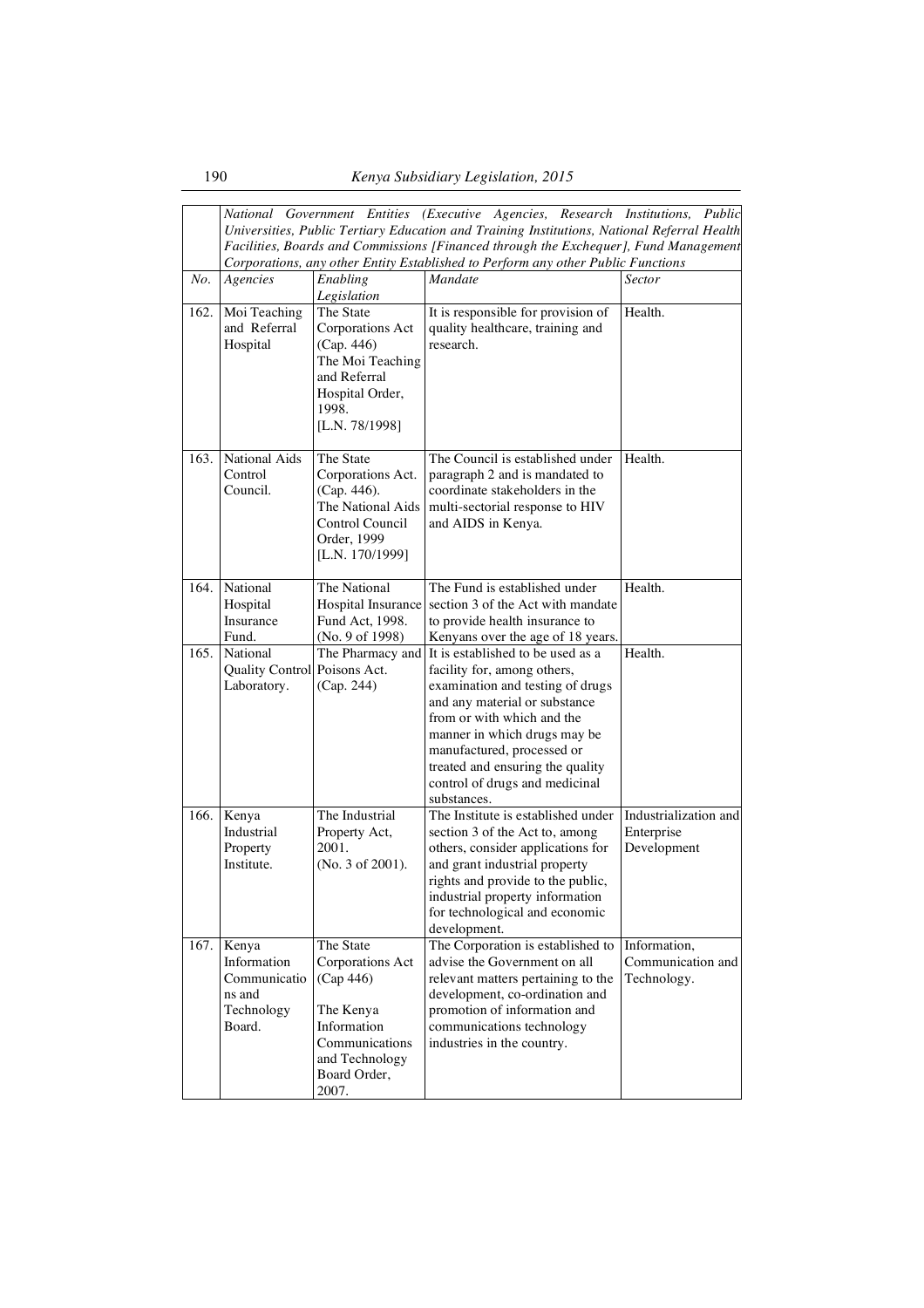| | *National Government Entities (Executive Agencies, Research Institutions, Public Universities, Public Tertiary Education and Training Institutions, National Referral Health Facilities, Boards and Commissions [Financed through the Exchequer], Fund Management Corporations, any other Entity Established to Perform any other Public Functions* | | | |
|---|---|---|---|---|
| *No.* | *Agencies* | *Enabling Legislation* | *Mandate* | *Sector* |
| 162. | Moi Teaching and Referral Hospital | The State Corporations Act (Cap. 446) The Moi Teaching and Referral Hospital Order, 1998. [L.N. 78/1998] | It is responsible for provision of quality healthcare, training and research. | Health. |
| 163. | National Aids Control Council. | The State Corporations Act. (Cap. 446). The National Aids Control Council Order, 1999 [L.N. 170/1999] | The Council is established under paragraph 2 and is mandated to coordinate stakeholders in the multi-sectorial response to HIV and AIDS in Kenya. | Health. |
| 164. | National Hospital Insurance Fund. | The National Hospital Insurance Fund Act, 1998. (No. 9 of 1998) | The Fund is established under section 3 of the Act with mandate to provide health insurance to Kenyans over the age of 18 years. | Health. |
| 165. | National Quality Control Laboratory. | The Pharmacy and Poisons Act. (Cap. 244) | It is established to be used as a facility for, among others, examination and testing of drugs and any material or substance from or with which and the manner in which drugs may be manufactured, processed or treated and ensuring the quality control of drugs and medicinal substances. | Health. |
| 166. | Kenya Industrial Property Institute. | The Industrial Property Act, 2001. (No. 3 of 2001). | The Institute is established under section 3 of the Act to, among others, consider applications for and grant industrial property rights and provide to the public, industrial property information for technological and economic development. | Industrialization and Enterprise Development |
| 167. | Kenya Information Communications and Technology Board. | The State Corporations Act (Cap 446) The Kenya Information Communications and Technology Board Order, 2007. | The Corporation is established to advise the Government on all relevant matters pertaining to the development, co-ordination and promotion of information and communications technology industries in the country. | Information, Communication and Technology. |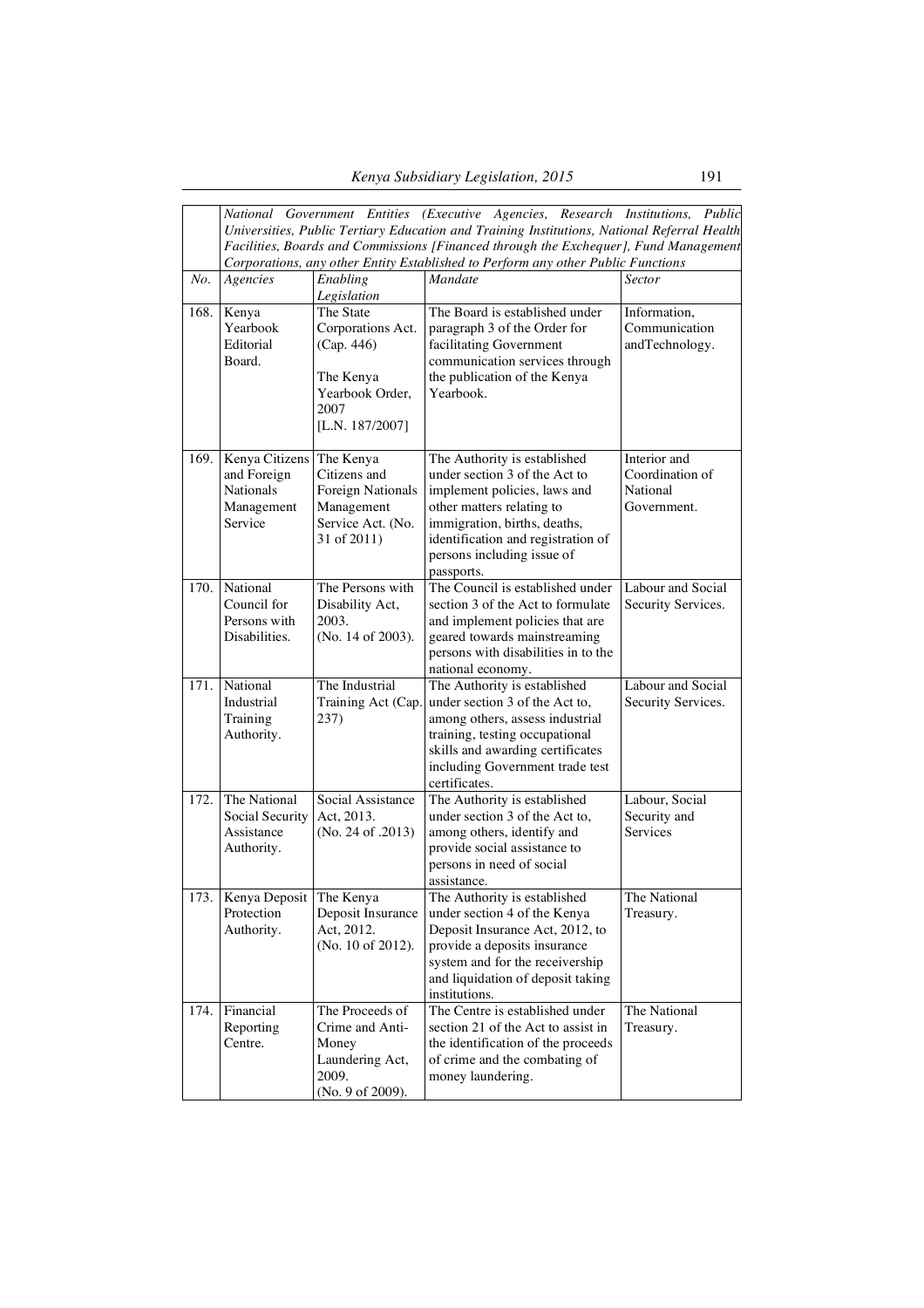| | *National Government Entities (Executive Agencies, Research Institutions, Public Universities, Public Tertiary Education and Training Institutions, National Referral Health Facilities, Boards and Commissions [Financed through the Exchequer], Fund Management Corporations, any other Entity Established to Perform any other Public Functions* | | | |
|---|---|---|---|---|
| *No.* | *Agencies* | *Enabling Legislation* | *Mandate* | *Sector* |
| 168. | Kenya Yearbook Editorial Board. | The State Corporations Act. (Cap. 446) The Kenya Yearbook Order, 2007 [L.N. 187/2007] | The Board is established under paragraph 3 of the Order for facilitating Government communication services through the publication of the Kenya Yearbook. | Information, Communication andTechnology. |
| 169. | Kenya Citizens and Foreign Nationals Management Service | The Kenya Citizens and Foreign Nationals Management Service Act. (No. 31 of 2011) | The Authority is established under section 3 of the Act to implement policies, laws and other matters relating to immigration, births, deaths, identification and registration of persons including issue of passports. | Interior and Coordination of National Government. |
| 170. | National Council for Persons with Disabilities. | The Persons with Disability Act, 2003. (No. 14 of 2003). | The Council is established under section 3 of the Act to formulate and implement policies that are geared towards mainstreaming persons with disabilities in to the national economy. | Labour and Social Security Services. |
| 171. | National Industrial Training Authority. | The Industrial Training Act (Cap. 237) | The Authority is established under section 3 of the Act to, among others, assess industrial training, testing occupational skills and awarding certificates including Government trade test certificates. | Labour and Social Security Services. |
| 172. | The National Social Security Assistance Authority. | Social Assistance Act, 2013. (No. 24 of .2013) | The Authority is established under section 3 of the Act to, among others, identify and provide social assistance to persons in need of social assistance. | Labour, Social Security and Services |
| 173. | Kenya Deposit Protection Authority. | The Kenya Deposit Insurance Act, 2012. (No. 10 of 2012). | The Authority is established under section 4 of the Kenya Deposit Insurance Act, 2012, to provide a deposits insurance system and for the receivership and liquidation of deposit taking institutions. | The National Treasury. |
| 174. | Financial Reporting Centre. | The Proceeds of Crime and Anti-Money Laundering Act, 2009. (No. 9 of 2009). | The Centre is established under section 21 of the Act to assist in the identification of the proceeds of crime and the combating of money laundering. | The National Treasury. |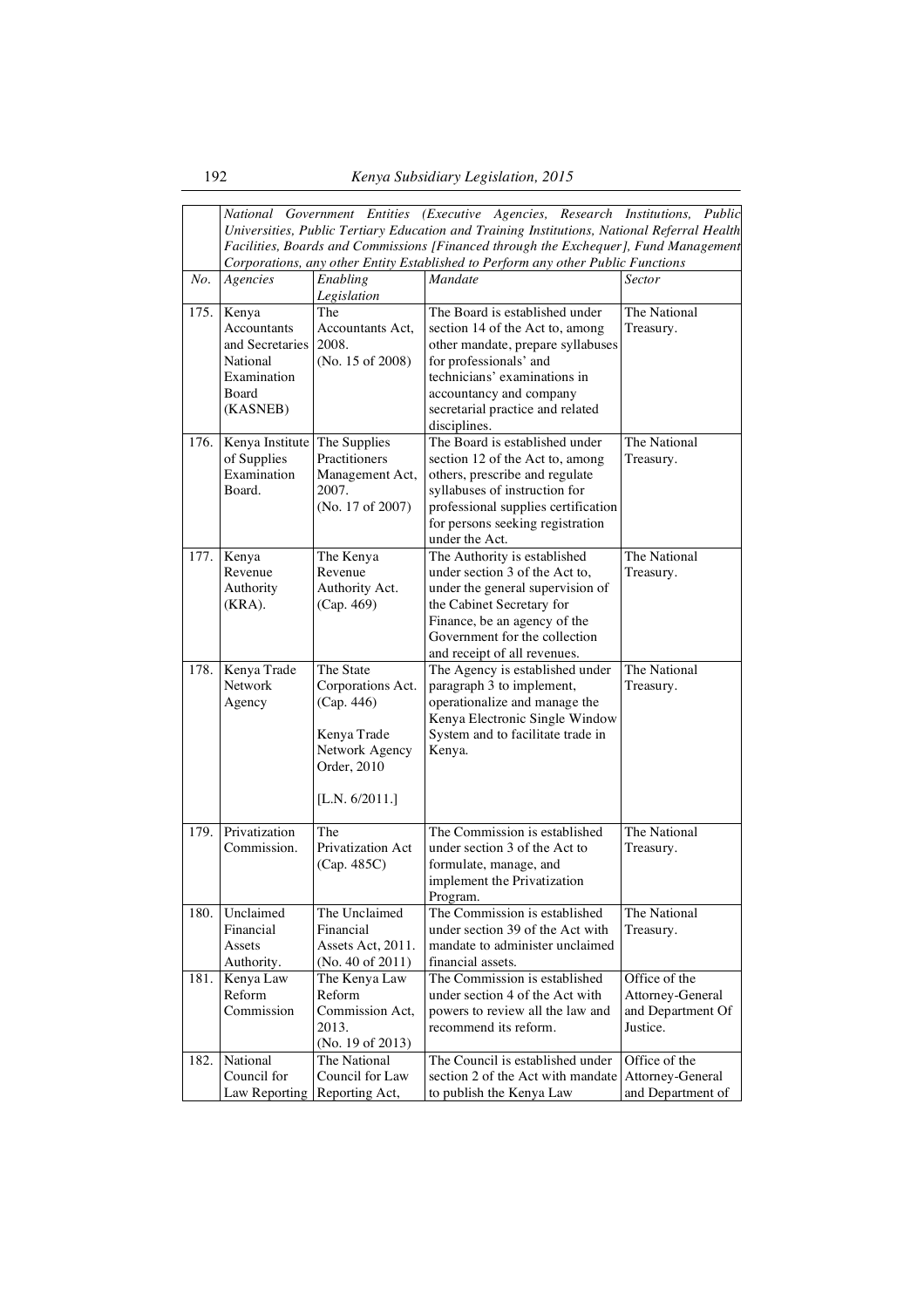| | *National Government Entities (Executive Agencies, Research Institutions, Public Universities, Public Tertiary Education and Training Institutions, National Referral Health Facilities, Boards and Commissions [Financed through the Exchequer], Fund Management Corporations, any other Entity Established to Perform any other Public Functions* | | | |
|---|---|---|---|---|
| *No.* | *Agencies* | *Enabling Legislation* | *Mandate* | *Sector* |
| 175. | Kenya Accountants and Secretaries National Examination Board (KASNEB) | The Accountants Act, 2008. (No. 15 of 2008) | The Board is established under section 14 of the Act to, among other mandate, prepare syllabuses for professionals' and technicians' examinations in accountancy and company secretarial practice and related disciplines. | The National Treasury. |
| 176. | Kenya Institute of Supplies Examination Board. | The Supplies Practitioners Management Act, 2007. (No. 17 of 2007) | The Board is established under section 12 of the Act to, among others, prescribe and regulate syllabuses of instruction for professional supplies certification for persons seeking registration under the Act. | The National Treasury. |
| 177. | Kenya Revenue Authority (KRA). | The Kenya Revenue Authority Act. (Cap. 469) | The Authority is established under section 3 of the Act to, under the general supervision of the Cabinet Secretary for Finance, be an agency of the Government for the collection and receipt of all revenues. | The National Treasury. |
| 178. | Kenya Trade Network Agency | The State Corporations Act. (Cap. 446)<br><br>Kenya Trade Network Agency Order, 2010<br><br>[L.N. 6/2011.] | The Agency is established under paragraph 3 to implement, operationalize and manage the Kenya Electronic Single Window System and to facilitate trade in Kenya. | The National Treasury. |
| 179. | Privatization Commission. | The Privatization Act (Cap. 485C) | The Commission is established under section 3 of the Act to formulate, manage, and implement the Privatization Program. | The National Treasury. |
| 180. | Unclaimed Financial Assets Authority. | The Unclaimed Financial Assets Act, 2011. (No. 40 of 2011) | The Commission is established under section 39 of the Act with mandate to administer unclaimed financial assets. | The National Treasury. |
| 181. | Kenya Law Reform Commission | The Kenya Law Reform Commission Act, 2013. (No. 19 of 2013) | The Commission is established under section 4 of the Act with powers to review all the law and recommend its reform. | Office of the Attorney-General and Department Of Justice. |
| 182. | National Council for Law Reporting | The National Council for Law Reporting Act, | The Council is established under section 2 of the Act with mandate to publish the Kenya Law | Office of the Attorney-General and Department of |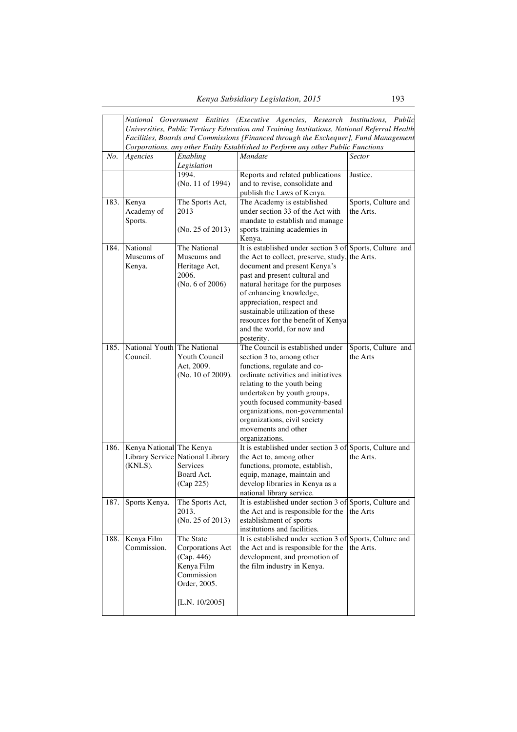| | *National Government Entities (Executive Agencies, Research Institutions, Public Universities, Public Tertiary Education and Training Institutions, National Referral Health Facilities, Boards and Commissions [Financed through the Exchequer], Fund Management Corporations, any other Entity Established to Perform any other Public Functions* | | | |
|---|---|---|---|---|
| *No.* | *Agencies* | *Enabling Legislation* | *Mandate* | *Sector* |
| | | 1994. (No. 11 of 1994) | Reports and related publications and to revise, consolidate and publish the Laws of Kenya. | Justice. |
| 183. | Kenya Academy of Sports. | The Sports Act, 2013 (No. 25 of 2013) | The Academy is established under section 33 of the Act with mandate to establish and manage sports training academies in Kenya. | Sports, Culture and the Arts. |
| 184. | National Museums of Kenya. | The National Museums and Heritage Act, 2006. (No. 6 of 2006) | It is established under section 3 of the Act to collect, preserve, study, document and present Kenya's past and present cultural and natural heritage for the purposes of enhancing knowledge, appreciation, respect and sustainable utilization of these resources for the benefit of Kenya and the world, for now and posterity. | Sports, Culture and the Arts. |
| 185. | National Youth Council. | The National Youth Council Act, 2009. (No. 10 of 2009). | The Council is established under section 3 to, among other functions, regulate and co-ordinate activities and initiatives relating to the youth being undertaken by youth groups, youth focused community-based organizations, non-governmental organizations, civil society movements and other organizations. | Sports, Culture and the Arts |
| 186. | Kenya National Library Service (KNLS). | The Kenya National Library Services Board Act. (Cap 225) | It is established under section 3 of the Act to, among other functions, promote, establish, equip, manage, maintain and develop libraries in Kenya as a national library service. | Sports, Culture and the Arts. |
| 187. | Sports Kenya. | The Sports Act, 2013. (No. 25 of 2013) | It is established under section 3 of the Act and is responsible for the establishment of sports institutions and facilities. | Sports, Culture and the Arts |
| 188. | Kenya Film Commission. | The State Corporations Act (Cap. 446) Kenya Film Commission Order, 2005. [L.N. 10/2005] | It is established under section 3 of the Act and is responsible for the development, and promotion of the film industry in Kenya. | Sports, Culture and the Arts. |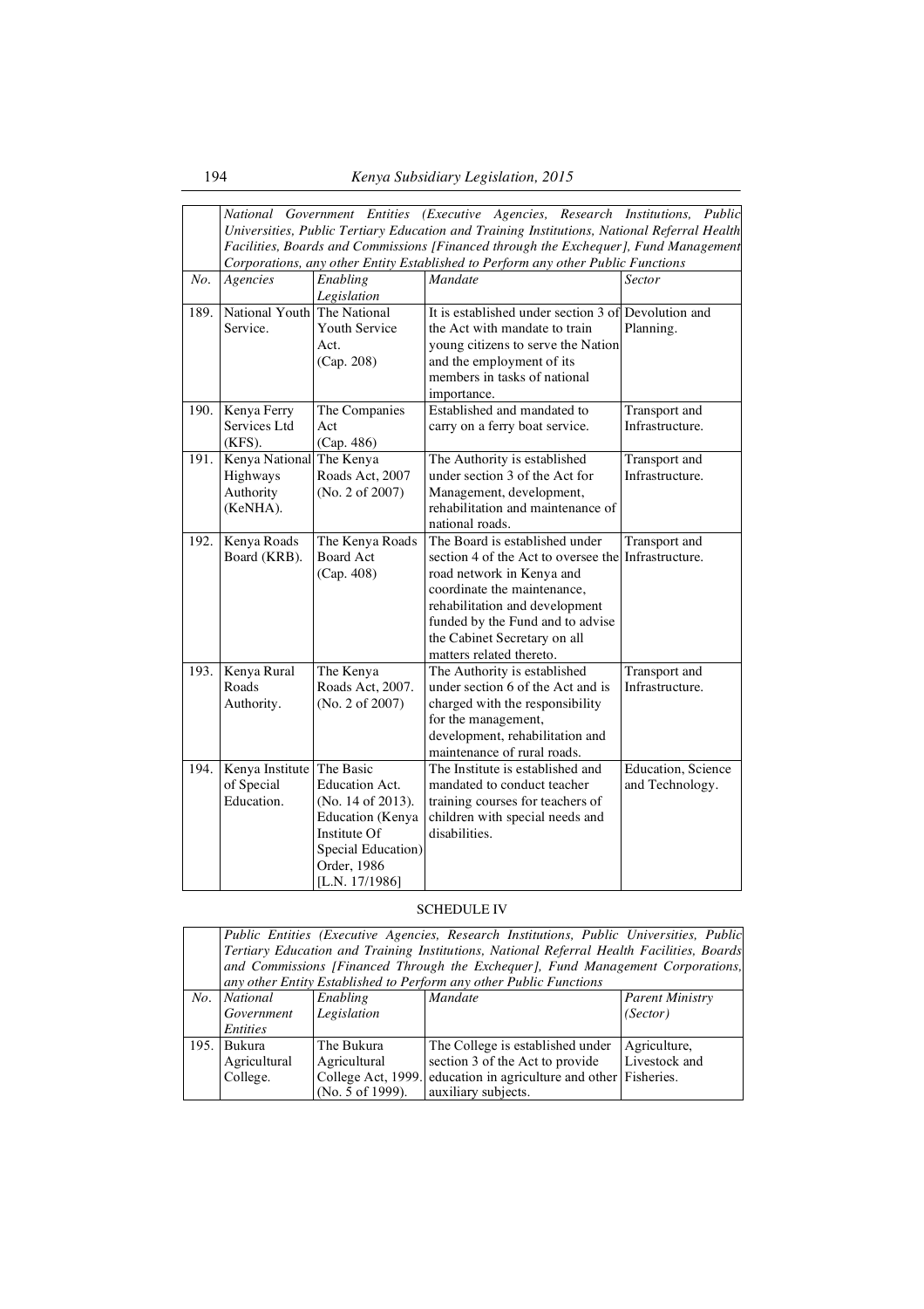| | *National Government Entities (Executive Agencies, Research Institutions, Public Universities, Public Tertiary Education and Training Institutions, National Referral Health Facilities, Boards and Commissions [Financed through the Exchequer], Fund Management Corporations, any other Entity Established to Perform any other Public Functions* | | | |
|---|---|---|---|---|
| *No.* | *Agencies* | *Enabling Legislation* | *Mandate* | *Sector* |
| 189. | National Youth Service. | The National Youth Service Act. (Cap. 208) | It is established under section 3 of the Act with mandate to train young citizens to serve the Nation and the employment of its members in tasks of national importance. | Devolution and Planning. |
| 190. | Kenya Ferry Services Ltd (KFS). | The Companies Act (Cap. 486) | Established and mandated to carry on a ferry boat service. | Transport and Infrastructure. |
| 191. | Kenya National Highways Authority (KeNHA). | The Kenya Roads Act, 2007 (No. 2 of 2007) | The Authority is established under section 3 of the Act for Management, development, rehabilitation and maintenance of national roads. | Transport and Infrastructure. |
| 192. | Kenya Roads Board (KRB). | The Kenya Roads Board Act (Cap. 408) | The Board is established under section 4 of the Act to oversee the road network in Kenya and coordinate the maintenance, rehabilitation and development funded by the Fund and to advise the Cabinet Secretary on all matters related thereto. | Transport and Infrastructure. |
| 193. | Kenya Rural Roads Authority. | The Kenya Roads Act, 2007. (No. 2 of 2007) | The Authority is established under section 6 of the Act and is charged with the responsibility for the management, development, rehabilitation and maintenance of rural roads. | Transport and Infrastructure. |
| 194. | Kenya Institute of Special Education. | The Basic Education Act. (No. 14 of 2013). Education (Kenya Institute Of Special Education) Order, 1986 [L.N. 17/1986] | The Institute is established and mandated to conduct teacher training courses for teachers of children with special needs and disabilities. | Education, Science and Technology. |

SCHEDULE IV

| | *Public Entities (Executive Agencies, Research Institutions, Public Universities, Public Tertiary Education and Training Institutions, National Referral Health Facilities, Boards and Commissions [Financed Through the Exchequer], Fund Management Corporations, any other Entity Established to Perform any other Public Functions* | | | |
|---|---|---|---|---|
| *No.* | *National Government Entities* | *Enabling Legislation* | *Mandate* | *Parent Ministry (Sector)* |
| 195. | Bukura Agricultural College. | The Bukura Agricultural College Act, 1999. (No. 5 of 1999). | The College is established under section 3 of the Act to provide education in agriculture and other auxiliary subjects. | Agriculture, Livestock and Fisheries. |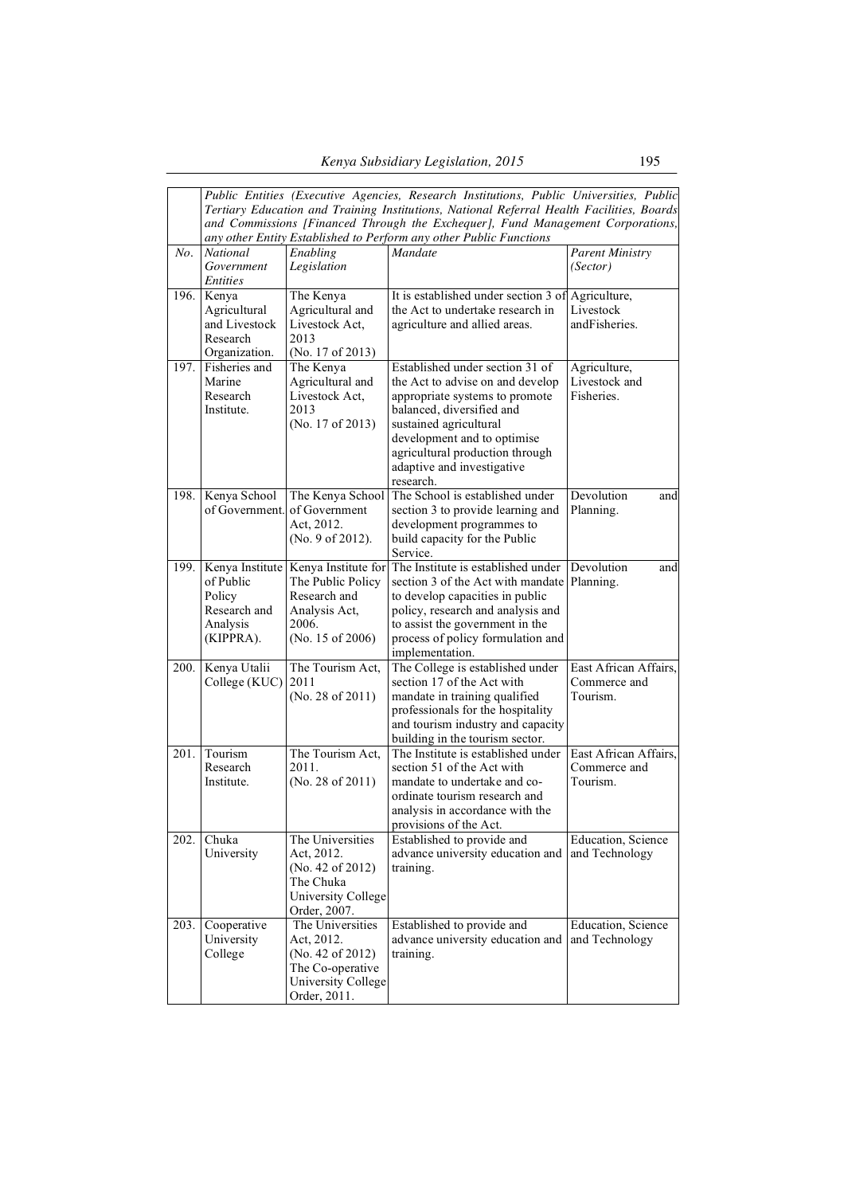| | *Public Entities (Executive Agencies, Research Institutions, Public Universities, Public Tertiary Education and Training Institutions, National Referral Health Facilities, Boards and Commissions [Financed Through the Exchequer], Fund Management Corporations, any other Entity Established to Perform any other Public Functions* | | | |
|---|---|---|---|---|
| *No.* | *National Government Entities* | *Enabling Legislation* | *Mandate* | *Parent Ministry (Sector)* |
| 196. | Kenya Agricultural and Livestock Research Organization. | The Kenya Agricultural and Livestock Act, 2013 (No. 17 of 2013) | It is established under section 3 of the Act to undertake research in agriculture and allied areas. | Agriculture, Livestock andFisheries. |
| 197. | Fisheries and Marine Research Institute. | The Kenya Agricultural and Livestock Act, 2013 (No. 17 of 2013) | Established under section 31 of the Act to advise on and develop appropriate systems to promote balanced, diversified and sustained agricultural development and to optimise agricultural production through adaptive and investigative research. | Agriculture, Livestock and Fisheries. |
| 198. | Kenya School of Government. | The Kenya School of Government Act, 2012. (No. 9 of 2012). | The School is established under section 3 to provide learning and development programmes to build capacity for the Public Service. | Devolution and Planning. |
| 199. | Kenya Institute of Public Policy Research and Analysis (KIPPRA). | Kenya Institute for The Public Policy Research and Analysis Act, 2006. (No. 15 of 2006) | The Institute is established under section 3 of the Act with mandate to develop capacities in public policy, research and analysis and to assist the government in the process of policy formulation and implementation. | Devolution and Planning. |
| 200. | Kenya Utalii College (KUC) | The Tourism Act, 2011 (No. 28 of 2011) | The College is established under section 17 of the Act with mandate in training qualified professionals for the hospitality and tourism industry and capacity building in the tourism sector. | East African Affairs, Commerce and Tourism. |
| 201. | Tourism Research Institute. | The Tourism Act, 2011. (No. 28 of 2011) | The Institute is established under section 51 of the Act with mandate to undertake and co-ordinate tourism research and analysis in accordance with the provisions of the Act. | East African Affairs, Commerce and Tourism. |
| 202. | Chuka University | The Universities Act, 2012. (No. 42 of 2012) The Chuka University College Order, 2007. | Established to provide and advance university education and training. | Education, Science and Technology |
| 203. | Cooperative University College | The Universities Act, 2012. (No. 42 of 2012) The Co-operative University College Order, 2011. | Established to provide and advance university education and training. | Education, Science and Technology |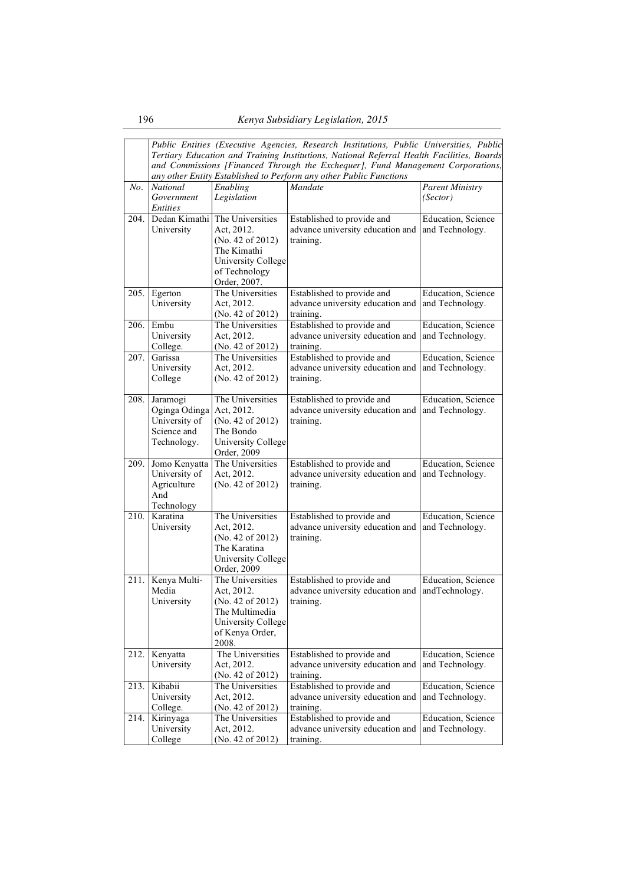| | *Public Entities (Executive Agencies, Research Institutions, Public Universities, Public Tertiary Education and Training Institutions, National Referral Health Facilities, Boards and Commissions [Financed Through the Exchequer], Fund Management Corporations, any other Entity Established to Perform any other Public Functions* | | | |
|---|---|---|---|---|
| *No.* | *National Government Entities* | *Enabling Legislation* | *Mandate* | *Parent Ministry (Sector)* |
| 204. | Dedan Kimathi University | The Universities Act, 2012. (No. 42 of 2012) The Kimathi University College of Technology Order, 2007. | Established to provide and advance university education and training. | Education, Science and Technology. |
| 205. | Egerton University | The Universities Act, 2012. (No. 42 of 2012) | Established to provide and advance university education and training. | Education, Science and Technology. |
| 206. | Embu University College. | The Universities Act, 2012. (No. 42 of 2012) | Established to provide and advance university education and training. | Education, Science and Technology. |
| 207. | Garissa University College | The Universities Act, 2012. (No. 42 of 2012) | Established to provide and advance university education and training. | Education, Science and Technology. |
| 208. | Jaramogi Oginga Odinga University of Science and Technology. | The Universities Act, 2012. (No. 42 of 2012) The Bondo University College Order, 2009 | Established to provide and advance university education and training. | Education, Science and Technology. |
| 209. | Jomo Kenyatta University of Agriculture And Technology | The Universities Act, 2012. (No. 42 of 2012) | Established to provide and advance university education and training. | Education, Science and Technology. |
| 210. | Karatina University | The Universities Act, 2012. (No. 42 of 2012) The Karatina University College Order, 2009 | Established to provide and advance university education and training. | Education, Science and Technology. |
| 211. | Kenya Multi-Media University | The Universities Act, 2012. (No. 42 of 2012) The Multimedia University College of Kenya Order, 2008. | Established to provide and advance university education and training. | Education, Science andTechnology. |
| 212. | Kenyatta University | The Universities Act, 2012. (No. 42 of 2012) | Established to provide and advance university education and training. | Education, Science and Technology. |
| 213. | Kibabii University College. | The Universities Act, 2012. (No. 42 of 2012) | Established to provide and advance university education and training. | Education, Science and Technology. |
| 214. | Kirinyaga University College | The Universities Act, 2012. (No. 42 of 2012) | Established to provide and advance university education and training. | Education, Science and Technology. |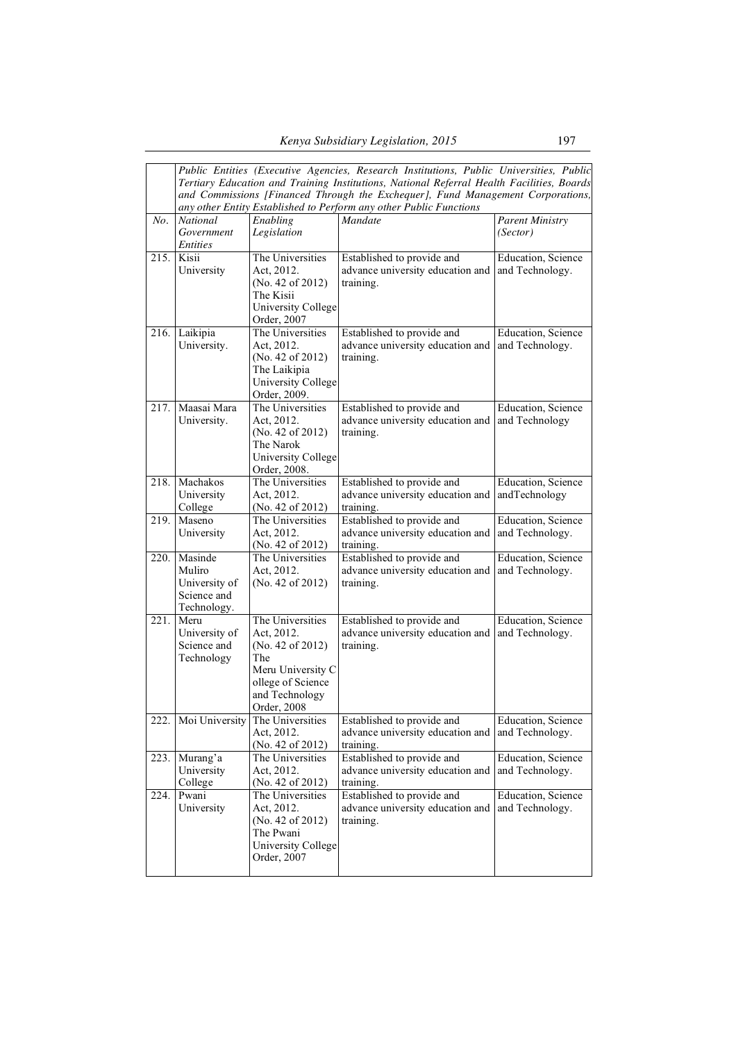| | Public Entities (Executive Agencies, Research Institutions, Public Universities, Public Tertiary Education and Training Institutions, National Referral Health Facilities, Boards and Commissions [Financed Through the Exchequer], Fund Management Corporations, any other Entity Established to Perform any other Public Functions | | | |
|---|---|---|---|---|
| *No.* | *National Government Entities* | *Enabling Legislation* | *Mandate* | *Parent Ministry (Sector)* |
| 215. | Kisii University | The Universities Act, 2012. (No. 42 of 2012) The Kisii University College Order, 2007 | Established to provide and advance university education and training. | Education, Science and Technology. |
| 216. | Laikipia University. | The Universities Act, 2012. (No. 42 of 2012) The Laikipia University College Order, 2009. | Established to provide and advance university education and training. | Education, Science and Technology. |
| 217. | Maasai Mara University. | The Universities Act, 2012. (No. 42 of 2012) The Narok University College Order, 2008. | Established to provide and advance university education and training. | Education, Science and Technology |
| 218. | Machakos University College | The Universities Act, 2012. (No. 42 of 2012) | Established to provide and advance university education and training. | Education, Science andTechnology |
| 219. | Maseno University | The Universities Act, 2012. (No. 42 of 2012) | Established to provide and advance university education and training. | Education, Science and Technology. |
| 220. | Masinde Muliro University of Science and Technology. | The Universities Act, 2012. (No. 42 of 2012) | Established to provide and advance university education and training. | Education, Science and Technology. |
| 221. | Meru University of Science and Technology | The Universities Act, 2012. (No. 42 of 2012) The Meru University C ollege of Science and Technology Order, 2008 | Established to provide and advance university education and training. | Education, Science and Technology. |
| 222. | Moi University | The Universities Act, 2012. (No. 42 of 2012) | Established to provide and advance university education and training. | Education, Science and Technology. |
| 223. | Murang'a University College | The Universities Act, 2012. (No. 42 of 2012) | Established to provide and advance university education and training. | Education, Science and Technology. |
| 224. | Pwani University | The Universities Act, 2012. (No. 42 of 2012) The Pwani University College Order, 2007 | Established to provide and advance university education and training. | Education, Science and Technology. |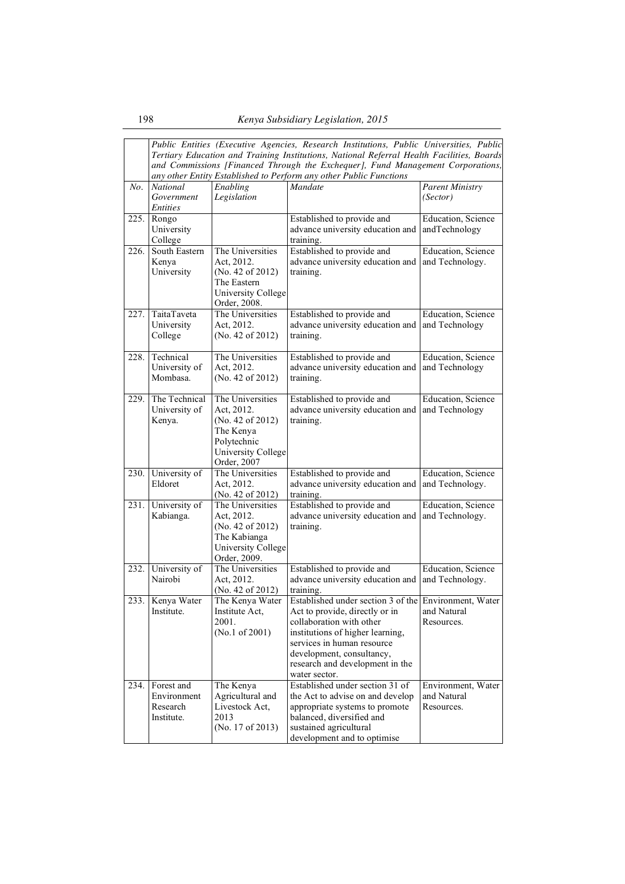| | *Public Entities (Executive Agencies, Research Institutions, Public Universities, Public Tertiary Education and Training Institutions, National Referral Health Facilities, Boards and Commissions [Financed Through the Exchequer], Fund Management Corporations, any other Entity Established to Perform any other Public Functions* | | | |
|---|---|---|---|---|
| *No.* | *National Government Entities* | *Enabling Legislation* | *Mandate* | *Parent Ministry (Sector)* |
| 225. | Rongo University College | | Established to provide and advance university education and training. | Education, Science andTechnology |
| 226. | South Eastern Kenya University | The Universities Act, 2012. (No. 42 of 2012) The Eastern University College Order, 2008. | Established to provide and advance university education and training. | Education, Science and Technology. |
| 227. | TaitaTaveta University College | The Universities Act, 2012. (No. 42 of 2012) | Established to provide and advance university education and training. | Education, Science and Technology |
| 228. | Technical University of Mombasa. | The Universities Act, 2012. (No. 42 of 2012) | Established to provide and advance university education and training. | Education, Science and Technology |
| 229. | The Technical University of Kenya. | The Universities Act, 2012. (No. 42 of 2012) The Kenya Polytechnic University College Order, 2007 | Established to provide and advance university education and training. | Education, Science and Technology |
| 230. | University of Eldoret | The Universities Act, 2012. (No. 42 of 2012) | Established to provide and advance university education and training. | Education, Science and Technology. |
| 231. | University of Kabianga. | The Universities Act, 2012. (No. 42 of 2012) The Kabianga University College Order, 2009. | Established to provide and advance university education and training. | Education, Science and Technology. |
| 232. | University of Nairobi | The Universities Act, 2012. (No. 42 of 2012) | Established to provide and advance university education and training. | Education, Science and Technology. |
| 233. | Kenya Water Institute. | The Kenya Water Institute Act, 2001. (No.1 of 2001) | Established under section 3 of the Act to provide, directly or in collaboration with other institutions of higher learning, services in human resource development, consultancy, research and development in the water sector. | Environment, Water and Natural Resources. |
| 234. | Forest and Environment Research Institute. | The Kenya Agricultural and Livestock Act, 2013 (No. 17 of 2013) | Established under section 31 of the Act to advise on and develop appropriate systems to promote balanced, diversified and sustained agricultural development and to optimise | Environment, Water and Natural Resources. |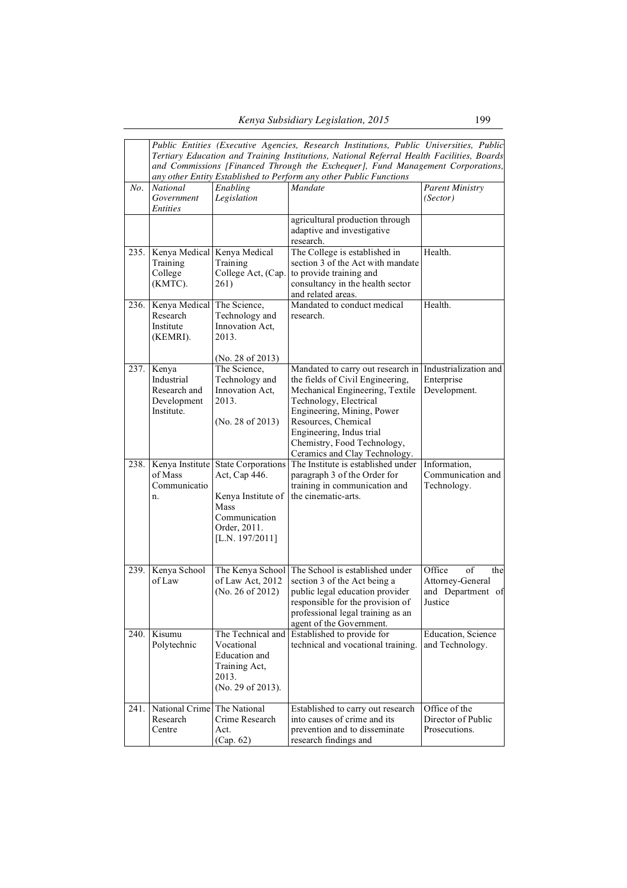| | *Public Entities (Executive Agencies, Research Institutions, Public Universities, Public Tertiary Education and Training Institutions, National Referral Health Facilities, Boards and Commissions [Financed Through the Exchequer], Fund Management Corporations, any other Entity Established to Perform any other Public Functions* | | | |
|---|---|---|---|---|
| *No.* | *National Government Entities* | *Enabling Legislation* | *Mandate* | *Parent Ministry (Sector)* |
| | | | agricultural production through adaptive and investigative research. | |
| 235. | Kenya Medical Training College (KMTC). | Kenya Medical Training College Act, (Cap. 261) | The College is established in section 3 of the Act with mandate to provide training and consultancy in the health sector and related areas. | Health. |
| 236. | Kenya Medical Research Institute (KEMRI). | The Science, Technology and Innovation Act, 2013. (No. 28 of 2013) | Mandated to conduct medical research. | Health. |
| 237. | Kenya Industrial Research and Development Institute. | The Science, Technology and Innovation Act, 2013. (No. 28 of 2013) | Mandated to carry out research in the fields of Civil Engineering, Mechanical Engineering, Textile Technology, Electrical Engineering, Mining, Power Resources, Chemical Engineering, Indus trial Chemistry, Food Technology, Ceramics and Clay Technology. | Industrialization and Enterprise Development. |
| 238. | Kenya Institute of Mass Communicatio n. | State Corporations Act, Cap 446. Kenya Institute of Mass Communication Order, 2011. [L.N. 197/2011] | The Institute is established under paragraph 3 of the Order for training in communication and the cinematic-arts. | Information, Communication and Technology. |
| 239. | Kenya School of Law | The Kenya School of Law Act, 2012 (No. 26 of 2012) | The School is established under section 3 of the Act being a public legal education provider responsible for the provision of professional legal training as an agent of the Government. | Office of the Attorney-General and Department of Justice |
| 240. | Kisumu Polytechnic | The Technical and Vocational Education and Training Act, 2013. (No. 29 of 2013). | Established to provide for technical and vocational training. | Education, Science and Technology. |
| 241. | National Crime Research Centre | The National Crime Research Act. (Cap. 62) | Established to carry out research into causes of crime and its prevention and to disseminate research findings and | Office of the Director of Public Prosecutions. |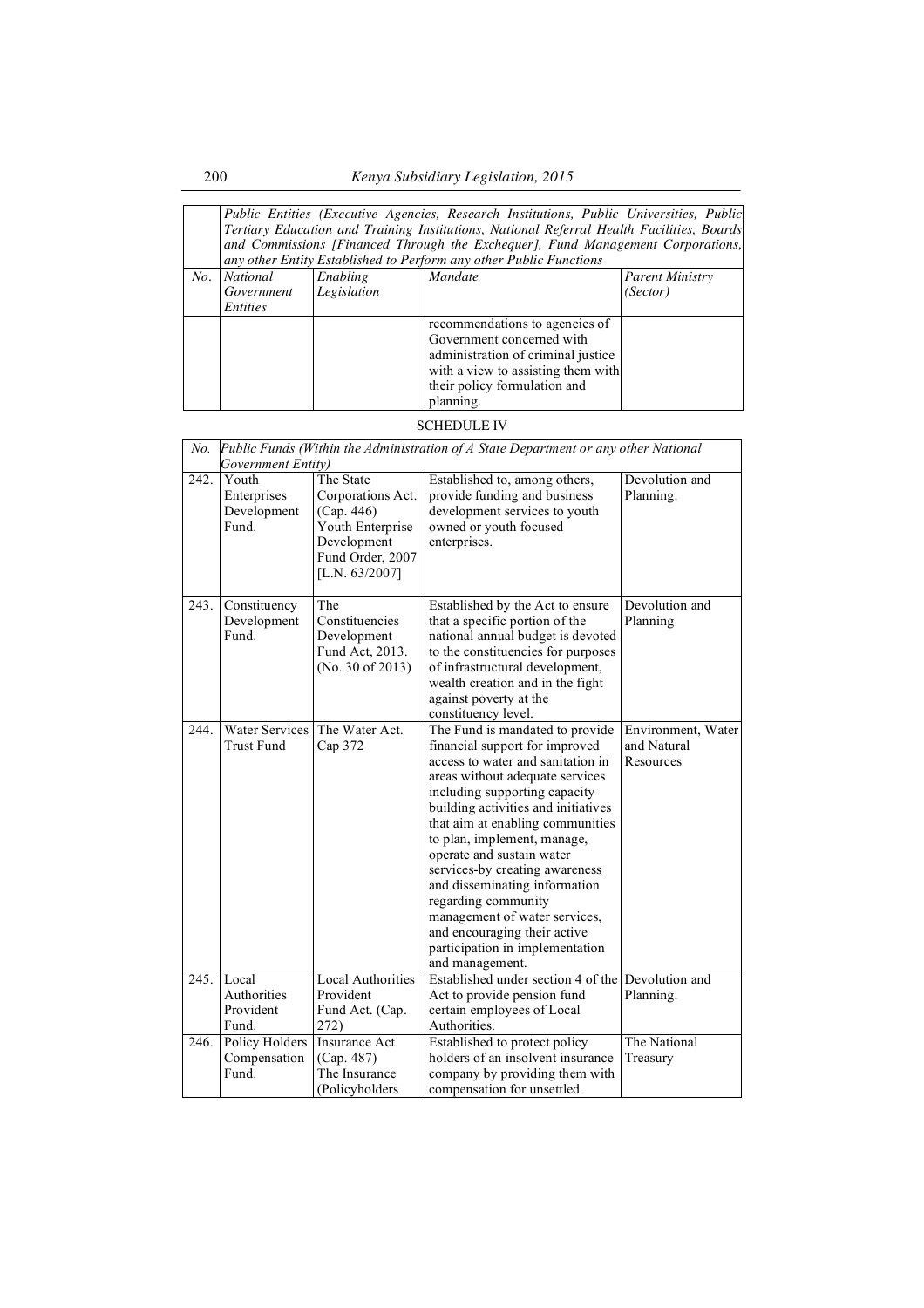| No. | *Public Entities (Executive Agencies, Research Institutions, Public Universities, Public Tertiary Education and Training Institutions, National Referral Health Facilities, Boards and Commissions [Financed Through the Exchequer], Fund Management Corporations, any other Entity Established to Perform any other Public Functions* | | | |
|---|---|---|---|---|
| *No.* | *National Government Entities* | *Enabling Legislation* | *Mandate* | *Parent Ministry (Sector)* |
| | | | recommendations to agencies of Government concerned with administration of criminal justice with a view to assisting them with their policy formulation and planning. | |

SCHEDULE IV

| *No.* | *Public Funds (Within the Administration of A State Department or any other National Government Entity)* | | | |
|---|---|---|---|---|
| 242. | Youth Enterprises Development Fund. | The State Corporations Act. (Cap. 446) Youth Enterprise Development Fund Order, 2007 [L.N. 63/2007] | Established to, among others, provide funding and business development services to youth owned or youth focused enterprises. | Devolution and Planning. |
| 243. | Constituency Development Fund. | The Constituencies Development Fund Act, 2013. (No. 30 of 2013) | Established by the Act to ensure that a specific portion of the national annual budget is devoted to the constituencies for purposes of infrastructural development, wealth creation and in the fight against poverty at the constituency level. | Devolution and Planning |
| 244. | Water Services Trust Fund | The Water Act. Cap 372 | The Fund is mandated to provide financial support for improved access to water and sanitation in areas without adequate services including supporting capacity building activities and initiatives that aim at enabling communities to plan, implement, manage, operate and sustain water services-by creating awareness and disseminating information regarding community management of water services, and encouraging their active participation in implementation and management. | Environment, Water and Natural Resources |
| 245. | Local Authorities Provident Fund. | Local Authorities Provident Fund Act. (Cap. 272) | Established under section 4 of the Act to provide pension fund certain employees of Local Authorities. | Devolution and Planning. |
| 246. | Policy Holders Compensation Fund. | Insurance Act. (Cap. 487) The Insurance (Policyholders | Established to protect policy holders of an insolvent insurance company by providing them with compensation for unsettled | The National Treasury |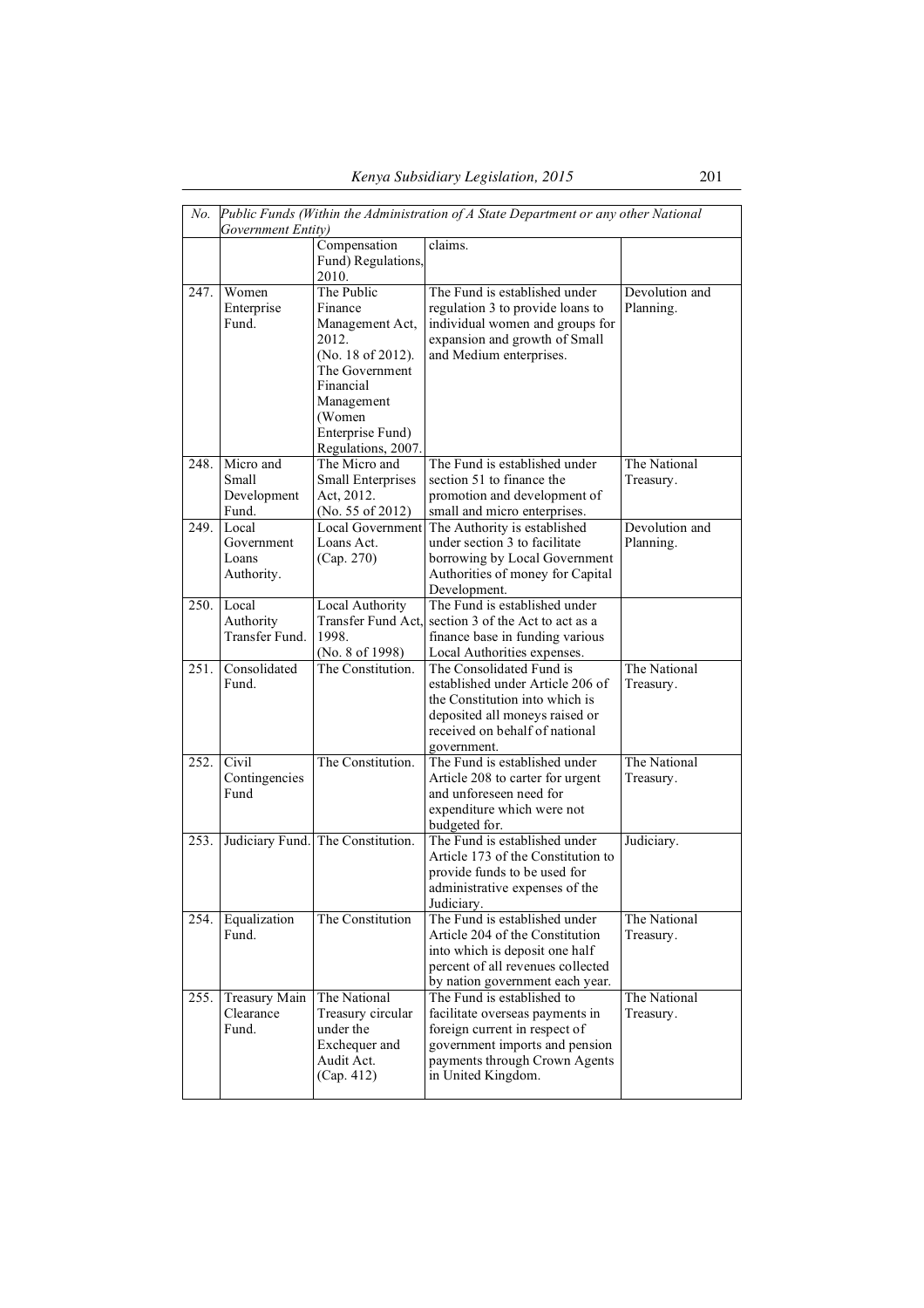| No. | Public Funds (Within the Administration of A State Department or any other National Government Entity) | | | |
|---|---|---|---|---|
| | | Compensation Fund) Regulations, 2010. | claims. | |
| 247. | Women Enterprise Fund. | The Public Finance Management Act, 2012. (No. 18 of 2012). The Government Financial Management (Women Enterprise Fund) Regulations, 2007. | The Fund is established under regulation 3 to provide loans to individual women and groups for expansion and growth of Small and Medium enterprises. | Devolution and Planning. |
| 248. | Micro and Small Development Fund. | The Micro and Small Enterprises Act, 2012. (No. 55 of 2012) | The Fund is established under section 51 to finance the promotion and development of small and micro enterprises. | The National Treasury. |
| 249. | Local Government Loans Authority. | Local Government Loans Act. (Cap. 270) | The Authority is established under section 3 to facilitate borrowing by Local Government Authorities of money for Capital Development. | Devolution and Planning. |
| 250. | Local Authority Transfer Fund. | Local Authority Transfer Fund Act, 1998. (No. 8 of 1998) | The Fund is established under section 3 of the Act to act as a finance base in funding various Local Authorities expenses. | |
| 251. | Consolidated Fund. | The Constitution. | The Consolidated Fund is established under Article 206 of the Constitution into which is deposited all moneys raised or received on behalf of national government. | The National Treasury. |
| 252. | Civil Contingencies Fund | The Constitution. | The Fund is established under Article 208 to carter for urgent and unforeseen need for expenditure which were not budgeted for. | The National Treasury. |
| 253. | Judiciary Fund. | The Constitution. | The Fund is established under Article 173 of the Constitution to provide funds to be used for administrative expenses of the Judiciary. | Judiciary. |
| 254. | Equalization Fund. | The Constitution | The Fund is established under Article 204 of the Constitution into which is deposit one half percent of all revenues collected by nation government each year. | The National Treasury. |
| 255. | Treasury Main Clearance Fund. | The National Treasury circular under the Exchequer and Audit Act. (Cap. 412) | The Fund is established to facilitate overseas payments in foreign current in respect of government imports and pension payments through Crown Agents in United Kingdom. | The National Treasury. |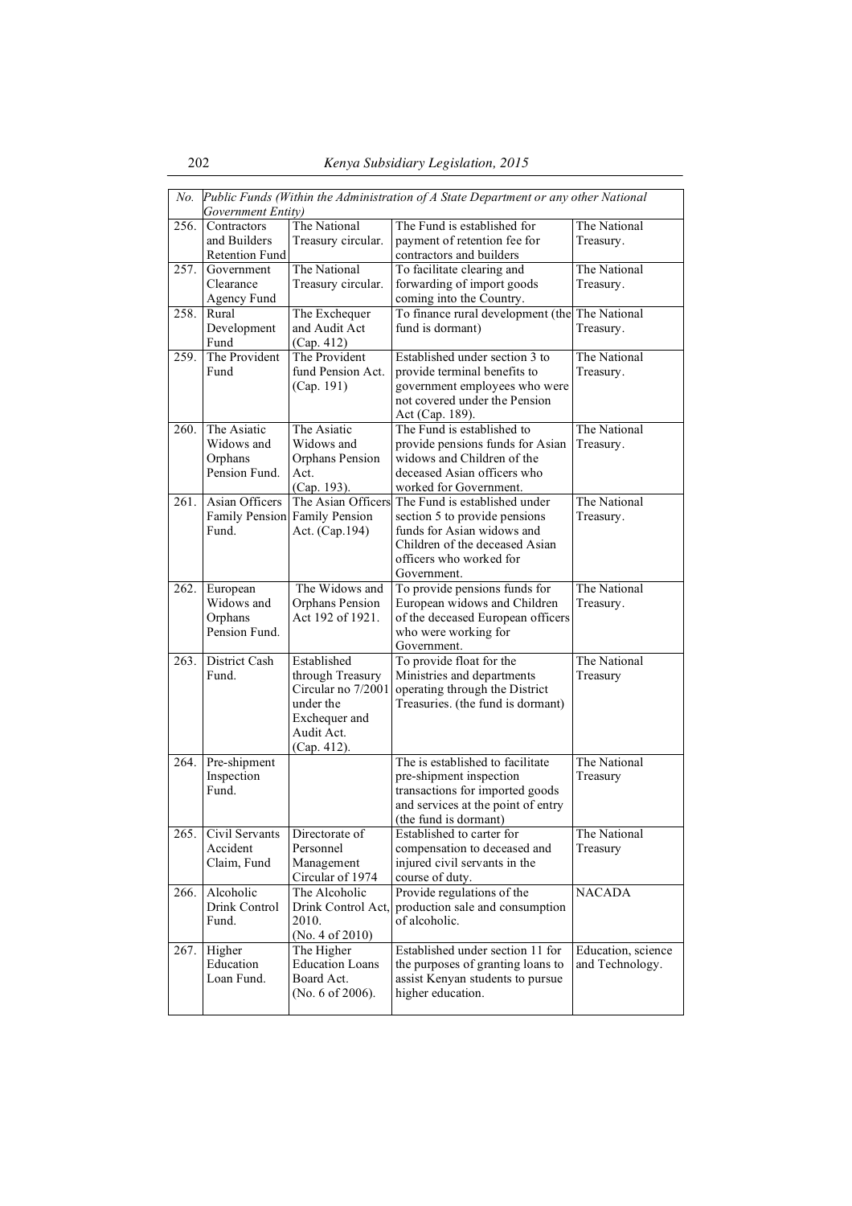| No. | *Public Funds (Within the Administration of A State Department or any other National Government Entity)* | | | |
|---|---|---|---|---|
| 256. | Contractors and Builders Retention Fund | The National Treasury circular. | The Fund is established for payment of retention fee for contractors and builders | The National Treasury. |
| 257. | Government Clearance Agency Fund | The National Treasury circular. | To facilitate clearing and forwarding of import goods coming into the Country. | The National Treasury. |
| 258. | Rural Development Fund | The Exchequer and Audit Act (Cap. 412) | To finance rural development (the fund is dormant) | The National Treasury. |
| 259. | The Provident Fund | The Provident fund Pension Act. (Cap. 191) | Established under section 3 to provide terminal benefits to government employees who were not covered under the Pension Act (Cap. 189). | The National Treasury. |
| 260. | The Asiatic Widows and Orphans Pension Fund. | The Asiatic Widows and Orphans Pension Act. (Cap. 193). | The Fund is established to provide pensions funds for Asian widows and Children of the deceased Asian officers who worked for Government. | The National Treasury. |
| 261. | Asian Officers Family Pension Fund. | The Asian Officers Family Pension Act. (Cap.194) | The Fund is established under section 5 to provide pensions funds for Asian widows and Children of the deceased Asian officers who worked for Government. | The National Treasury. |
| 262. | European Widows and Orphans Pension Fund. | The Widows and Orphans Pension Act 192 of 1921. | To provide pensions funds for European widows and Children of the deceased European officers who were working for Government. | The National Treasury. |
| 263. | District Cash Fund. | Established through Treasury Circular no 7/2001 under the Exchequer and Audit Act. (Cap. 412). | To provide float for the Ministries and departments operating through the District Treasuries. (the fund is dormant) | The National Treasury |
| 264. | Pre-shipment Inspection Fund. | | The is established to facilitate pre-shipment inspection transactions for imported goods and services at the point of entry (the fund is dormant) | The National Treasury |
| 265. | Civil Servants Accident Claim, Fund | Directorate of Personnel Management Circular of 1974 | Established to carter for compensation to deceased and injured civil servants in the course of duty. | The National Treasury |
| 266. | Alcoholic Drink Control Fund. | The Alcoholic Drink Control Act, 2010. (No. 4 of 2010) | Provide regulations of the production sale and consumption of alcoholic. | NACADA |
| 267. | Higher Education Loan Fund. | The Higher Education Loans Board Act. (No. 6 of 2006). | Established under section 11 for the purposes of granting loans to assist Kenyan students to pursue higher education. | Education, science and Technology. |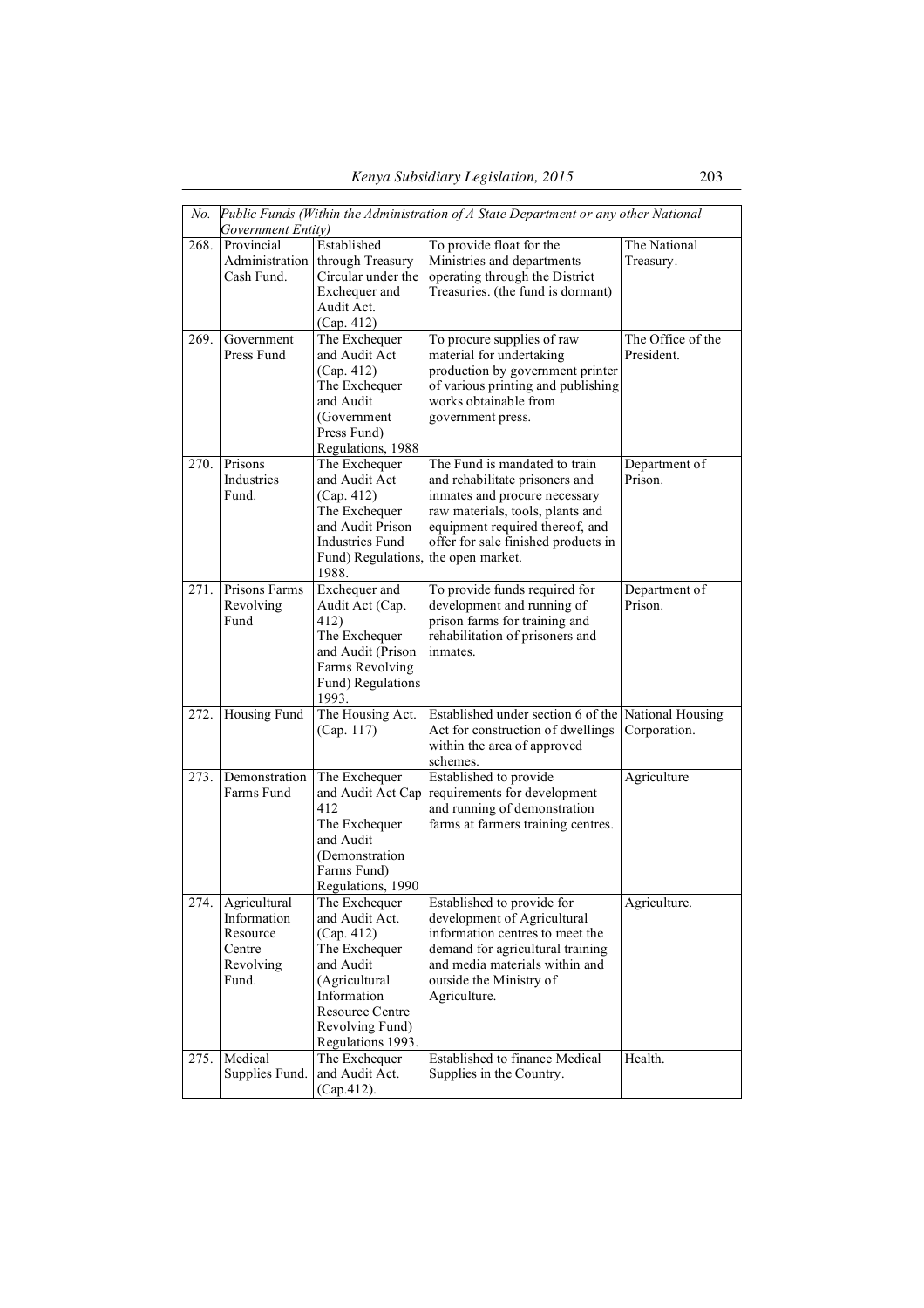| No. | *Public Funds (Within the Administration of A State Department or any other National Government Entity)* | | | |
|---|---|---|---|---|
| 268. | Provincial Administration Cash Fund. | Established through Treasury Circular under the Exchequer and Audit Act. (Cap. 412) | To provide float for the Ministries and departments operating through the District Treasuries. (the fund is dormant) | The National Treasury. |
| 269. | Government Press Fund | The Exchequer and Audit Act (Cap. 412) The Exchequer and Audit (Government Press Fund) Regulations, 1988 | To procure supplies of raw material for undertaking production by government printer of various printing and publishing works obtainable from government press. | The Office of the President. |
| 270. | Prisons Industries Fund. | The Exchequer and Audit Act (Cap. 412) The Exchequer and Audit Prison Industries Fund Fund) Regulations, 1988. | The Fund is mandated to train and rehabilitate prisoners and inmates and procure necessary raw materials, tools, plants and equipment required thereof, and offer for sale finished products in the open market. | Department of Prison. |
| 271. | Prisons Farms Revolving Fund | Exchequer and Audit Act (Cap. 412) The Exchequer and Audit (Prison Farms Revolving Fund) Regulations 1993. | To provide funds required for development and running of prison farms for training and rehabilitation of prisoners and inmates. | Department of Prison. |
| 272. | Housing Fund | The Housing Act. (Cap. 117) | Established under section 6 of the Act for construction of dwellings within the area of approved schemes. | National Housing Corporation. |
| 273. | Demonstration Farms Fund | The Exchequer and Audit Act Cap 412 The Exchequer and Audit (Demonstration Farms Fund) Regulations, 1990 | Established to provide requirements for development and running of demonstration farms at farmers training centres. | Agriculture |
| 274. | Agricultural Information Resource Centre Revolving Fund. | The Exchequer and Audit Act. (Cap. 412) The Exchequer and Audit (Agricultural Information Resource Centre Revolving Fund) Regulations 1993. | Established to provide for development of Agricultural information centres to meet the demand for agricultural training and media materials within and outside the Ministry of Agriculture. | Agriculture. |
| 275. | Medical Supplies Fund. | The Exchequer and Audit Act. (Cap.412). | Established to finance Medical Supplies in the Country. | Health. |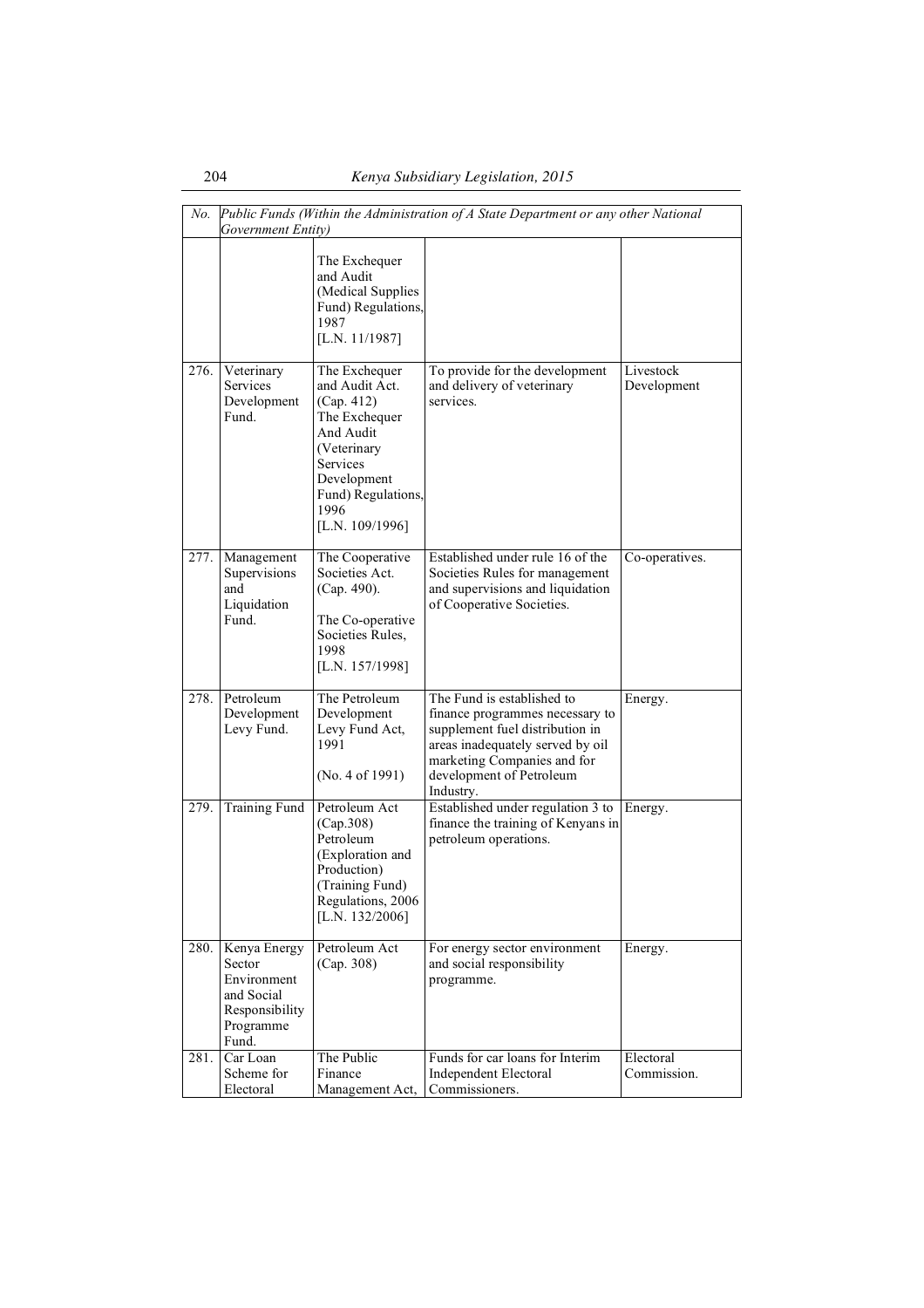| No. | Public Funds (Within the Administration of A State Department or any other National Government Entity) | | | |
|---|---|---|---|---|
| | | The Exchequer and Audit (Medical Supplies Fund) Regulations, 1987 [L.N. 11/1987] | | |
| 276. | Veterinary Services Development Fund. | The Exchequer and Audit Act. (Cap. 412) The Exchequer And Audit (Veterinary Services Development Fund) Regulations, 1996 [L.N. 109/1996] | To provide for the development and delivery of veterinary services. | Livestock Development |
| 277. | Management Supervisions and Liquidation Fund. | The Cooperative Societies Act. (Cap. 490). The Co-operative Societies Rules, 1998 [L.N. 157/1998] | Established under rule 16 of the Societies Rules for management and supervisions and liquidation of Cooperative Societies. | Co-operatives. |
| 278. | Petroleum Development Levy Fund. | The Petroleum Development Levy Fund Act, 1991 (No. 4 of 1991) | The Fund is established to finance programmes necessary to supplement fuel distribution in areas inadequately served by oil marketing Companies and for development of Petroleum Industry. | Energy. |
| 279. | Training Fund | Petroleum Act (Cap.308) Petroleum (Exploration and Production) (Training Fund) Regulations, 2006 [L.N. 132/2006] | Established under regulation 3 to finance the training of Kenyans in petroleum operations. | Energy. |
| 280. | Kenya Energy Sector Environment and Social Responsibility Programme Fund. | Petroleum Act (Cap. 308) | For energy sector environment and social responsibility programme. | Energy. |
| 281. | Car Loan Scheme for Electoral | The Public Finance Management Act, | Funds for car loans for Interim Independent Electoral Commissioners. | Electoral Commission. |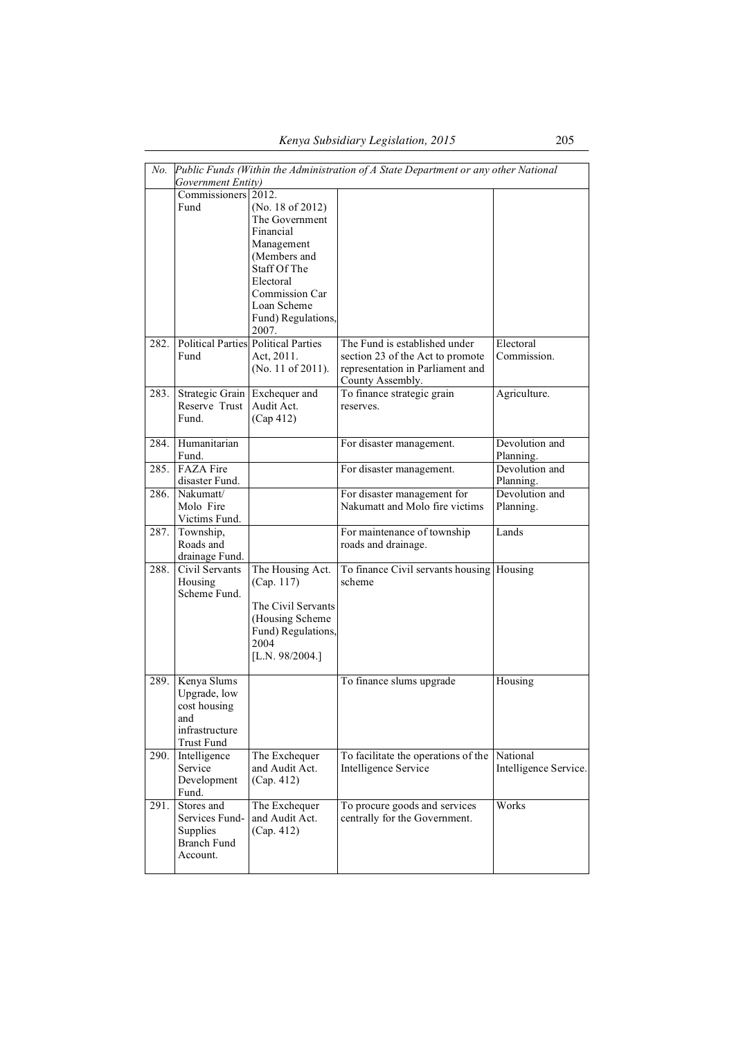| No. | Public Funds (Within the Administration of A State Department or any other National Government Entity) | | | |
|---|---|---|---|---|
| | Commissioners Fund | 2012. (No. 18 of 2012) The Government Financial Management (Members and Staff Of The Electoral Commission Car Loan Scheme Fund) Regulations, 2007. | | |
| 282. | Political Parties Fund | Political Parties Act, 2011. (No. 11 of 2011). | The Fund is established under section 23 of the Act to promote representation in Parliament and County Assembly. | Electoral Commission. |
| 283. | Strategic Grain Reserve Trust Fund. | Exchequer and Audit Act. (Cap 412) | To finance strategic grain reserves. | Agriculture. |
| 284. | Humanitarian Fund. | | For disaster management. | Devolution and Planning. |
| 285. | FAZA Fire disaster Fund. | | For disaster management. | Devolution and Planning. |
| 286. | Nakumatt/ Molo Fire Victims Fund. | | For disaster management for Nakumatt and Molo fire victims | Devolution and Planning. |
| 287. | Township, Roads and drainage Fund. | | For maintenance of township roads and drainage. | Lands |
| 288. | Civil Servants Housing Scheme Fund. | The Housing Act. (Cap. 117) The Civil Servants (Housing Scheme Fund) Regulations, 2004 [L.N. 98/2004.] | To finance Civil servants housing scheme | Housing |
| 289. | Kenya Slums Upgrade, low cost housing and infrastructure Trust Fund | | To finance slums upgrade | Housing |
| 290. | Intelligence Service Development Fund. | The Exchequer and Audit Act. (Cap. 412) | To facilitate the operations of the Intelligence Service | National Intelligence Service. |
| 291. | Stores and Services Fund- Supplies Branch Fund Account. | The Exchequer and Audit Act. (Cap. 412) | To procure goods and services centrally for the Government. | Works |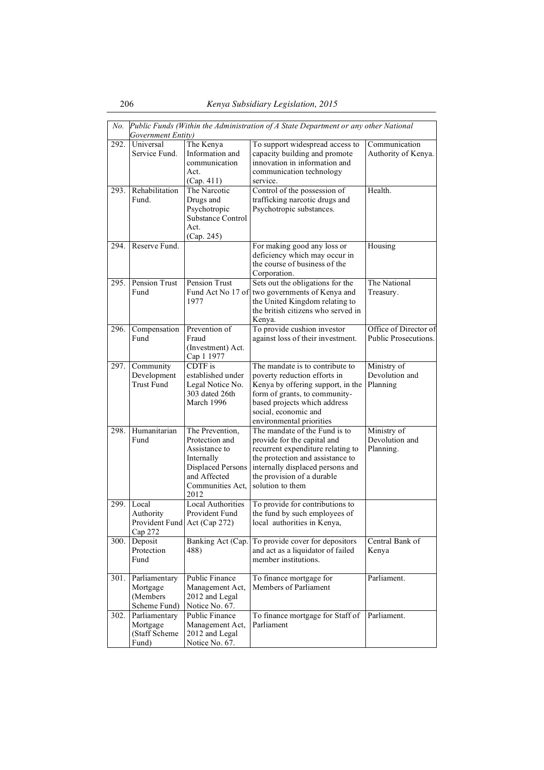| No. | *Public Funds (Within the Administration of A State Department or any other National Government Entity)* | | | |
|---|---|---|---|---|
| 292. | Universal Service Fund. | The Kenya Information and communication Act. (Cap. 411) | To support widespread access to capacity building and promote innovation in information and communication technology service. | Communication Authority of Kenya. |
| 293. | Rehabilitation Fund. | The Narcotic Drugs and Psychotropic Substance Control Act. (Cap. 245) | Control of the possession of trafficking narcotic drugs and Psychotropic substances. | Health. |
| 294. | Reserve Fund. | | For making good any loss or deficiency which may occur in the course of business of the Corporation. | Housing |
| 295. | Pension Trust Fund | Pension Trust Fund Act No 17 of 1977 | Sets out the obligations for the two governments of Kenya and the United Kingdom relating to the british citizens who served in Kenya. | The National Treasury. |
| 296. | Compensation Fund | Prevention of Fraud (Investment) Act. Cap 1 1977 | To provide cushion investor against loss of their investment. | Office of Director of Public Prosecutions. |
| 297. | Community Development Trust Fund | CDTF is established under Legal Notice No. 303 dated 26th March 1996 | The mandate is to contribute to poverty reduction efforts in Kenya by offering support, in the form of grants, to community-based projects which address social, economic and environmental priorities | Ministry of Devolution and Planning |
| 298. | Humanitarian Fund | The Prevention, Protection and Assistance to Internally Displaced Persons and Affected Communities Act, 2012 | The mandate of the Fund is to provide for the capital and recurrent expenditure relating to the protection and assistance to internally displaced persons and the provision of a durable solution to them | Ministry of Devolution and Planning. |
| 299. | Local Authority Provident Fund Cap 272 | Local Authorities Provident Fund Act (Cap 272) | To provide for contributions to the fund by such employees of local authorities in Kenya, | |
| 300. | Deposit Protection Fund | Banking Act (Cap. 488) | To provide cover for depositors and act as a liquidator of failed member institutions. | Central Bank of Kenya |
| 301. | Parliamentary Mortgage (Members Scheme Fund) | Public Finance Management Act, 2012 and Legal Notice No. 67. | To finance mortgage for Members of Parliament | Parliament. |
| 302. | Parliamentary Mortgage (Staff Scheme Fund) | Public Finance Management Act, 2012 and Legal Notice No. 67. | To finance mortgage for Staff of Parliament | Parliament. |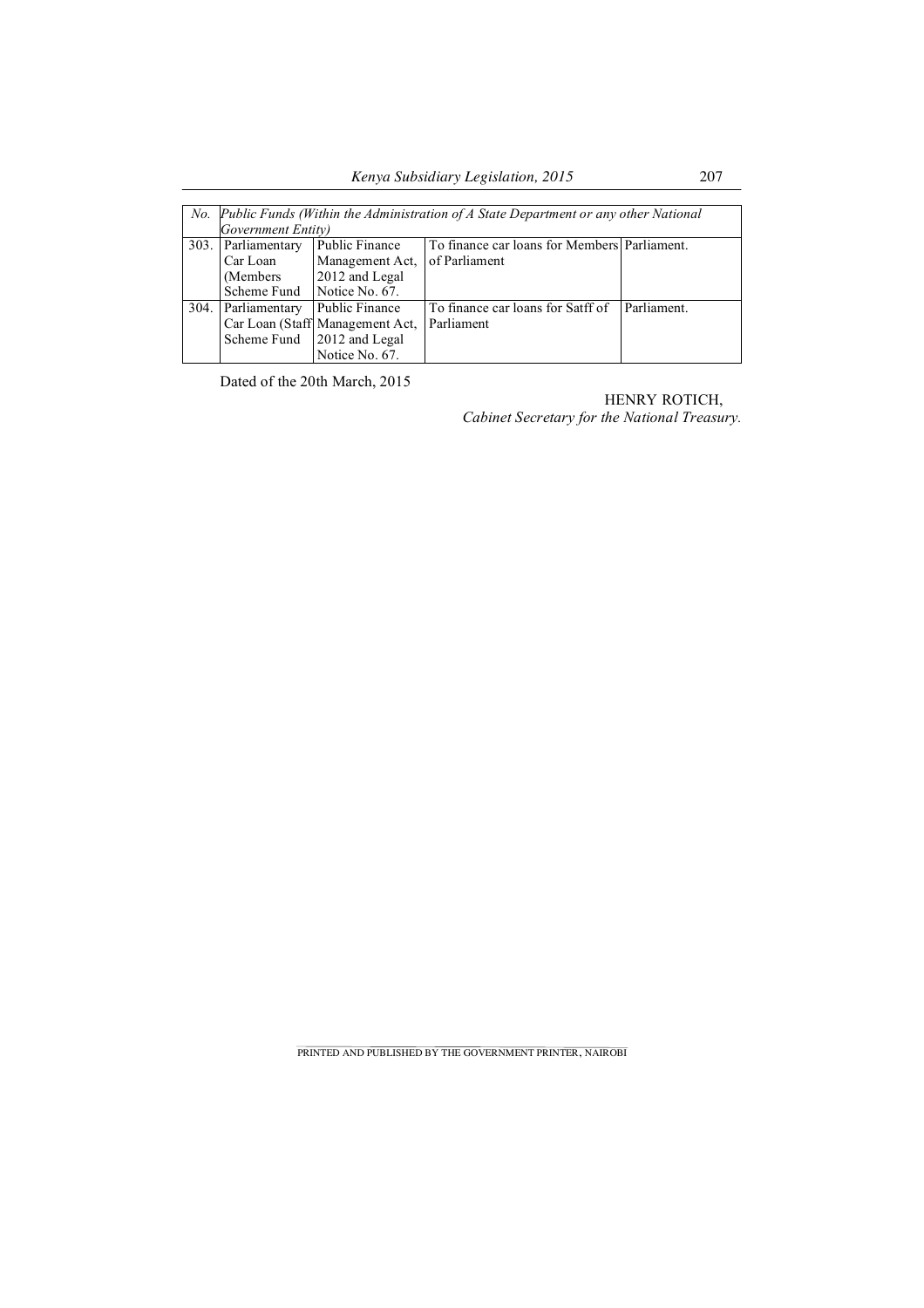| No. | Public Funds (Within the Administration of A State Department or any other National Government Entity) | | | |
|---|---|---|---|---|
| 303. | Parliamentary Car Loan (Members Scheme Fund | Public Finance Management Act, 2012 and Legal Notice No. 67. | To finance car loans for Members of Parliament | Parliament. |
| 304. | Parliamentary Car Loan (Staff Scheme Fund | Public Finance Management Act, 2012 and Legal Notice No. 67. | To finance car loans for Satff of Parliament | Parliament. |

Dated of the 20th March, 2015

HENRY ROTICH,
*Cabinet Secretary for the National Treasury.*

PRINTED AND PUBLISHED BY THE GOVERNMENT PRINTER, NAIROBI